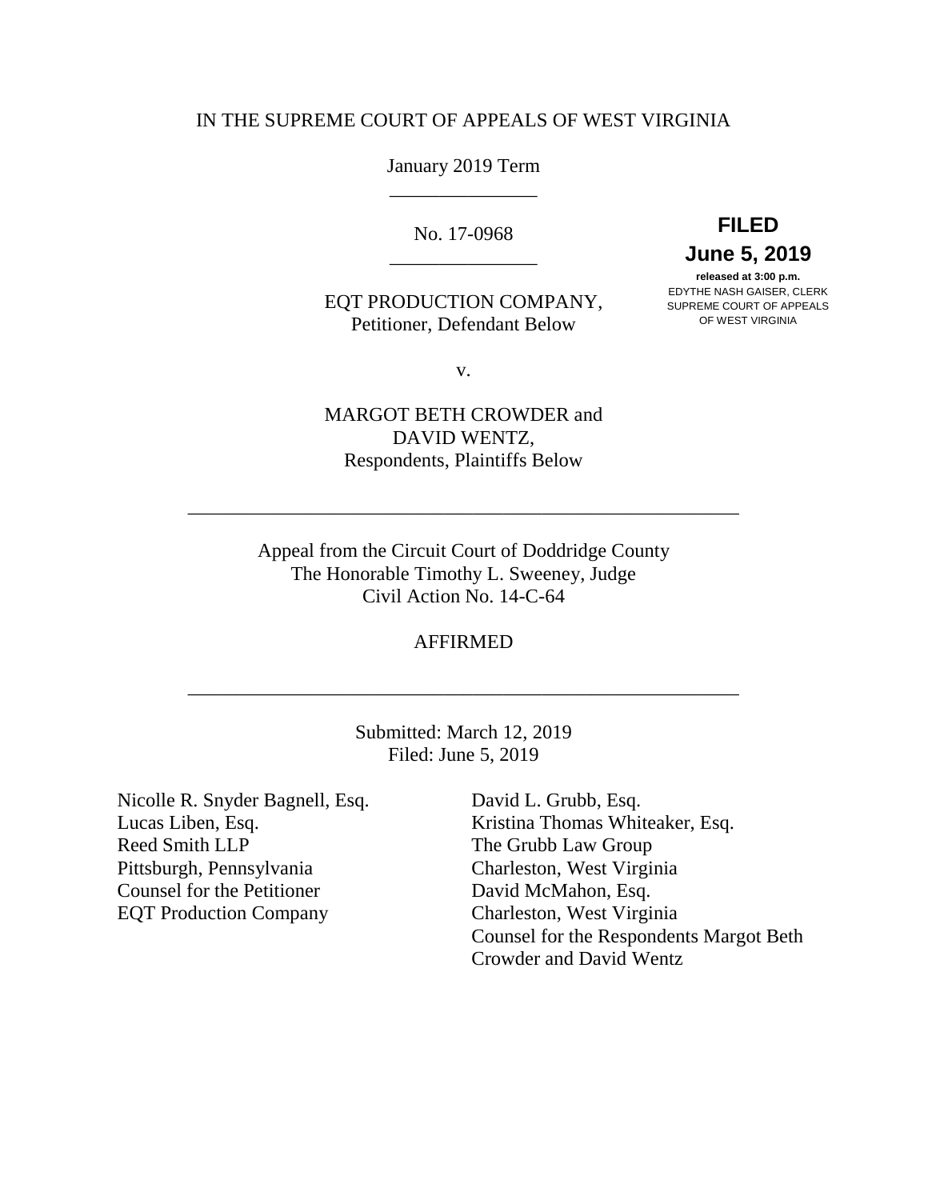IN THE SUPREME COURT OF APPEALS OF WEST VIRGINIA

January 2019 Term

_______________

No. 17-0968

_______________

**FILED**
**June 5, 2019**
**released at 3:00 p.m.**
EDYTHE NASH GAISER, CLERK
SUPREME COURT OF APPEALS
OF WEST VIRGINIA

EQT PRODUCTION COMPANY,
Petitioner, Defendant Below

v.

MARGOT BETH CROWDER and
DAVID WENTZ,
Respondents, Plaintiffs Below

---

Appeal from the Circuit Court of Doddridge County
The Honorable Timothy L. Sweeney, Judge
Civil Action No. 14-C-64

AFFIRMED

---

Submitted: March 12, 2019
Filed: June 5, 2019

Nicolle R. Snyder Bagnell, Esq.
Lucas Liben, Esq.
Reed Smith LLP
Pittsburgh, Pennsylvania
Counsel for the Petitioner
EQT Production Company

David L. Grubb, Esq.
Kristina Thomas Whiteaker, Esq.
The Grubb Law Group
Charleston, West Virginia
David McMahon, Esq.
Charleston, West Virginia
Counsel for the Respondents Margot Beth Crowder and David Wentz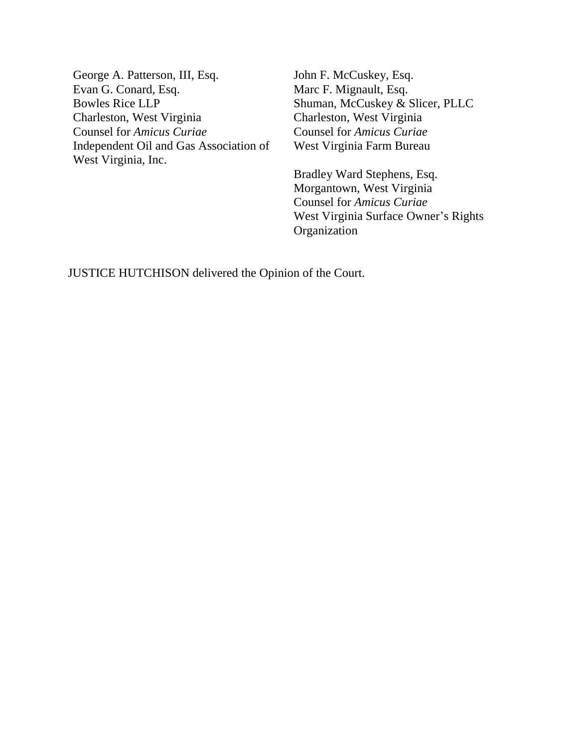George A. Patterson, III, Esq.
Evan G. Conard, Esq.
Bowles Rice LLP
Charleston, West Virginia
Counsel for *Amicus Curiae*
Independent Oil and Gas Association of West Virginia, Inc.

John F. McCuskey, Esq.
Marc F. Mignault, Esq.
Shuman, McCuskey & Slicer, PLLC
Charleston, West Virginia
Counsel for *Amicus Curiae*
West Virginia Farm Bureau

Bradley Ward Stephens, Esq.
Morgantown, West Virginia
Counsel for *Amicus Curiae*
West Virginia Surface Owner's Rights Organization

JUSTICE HUTCHISON delivered the Opinion of the Court.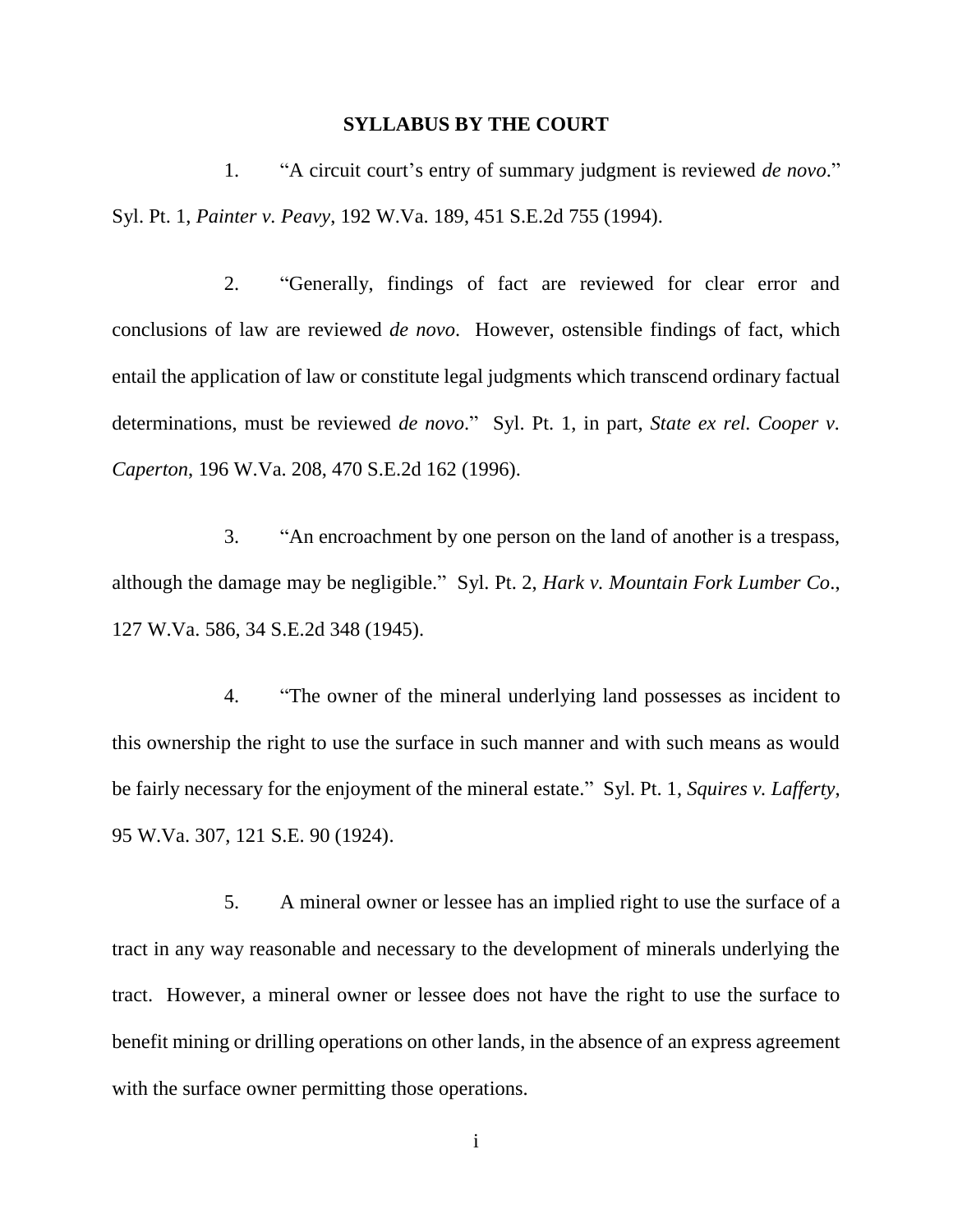**SYLLABUS BY THE COURT**

1. "A circuit court's entry of summary judgment is reviewed *de novo*." Syl. Pt. 1, *Painter v. Peavy*, 192 W.Va. 189, 451 S.E.2d 755 (1994).

2. "Generally, findings of fact are reviewed for clear error and conclusions of law are reviewed *de novo*. However, ostensible findings of fact, which entail the application of law or constitute legal judgments which transcend ordinary factual determinations, must be reviewed *de novo*." Syl. Pt. 1, in part, *State ex rel. Cooper v. Caperton*, 196 W.Va. 208, 470 S.E.2d 162 (1996).

3. "An encroachment by one person on the land of another is a trespass, although the damage may be negligible." Syl. Pt. 2, *Hark v. Mountain Fork Lumber Co*., 127 W.Va. 586, 34 S.E.2d 348 (1945).

4. "The owner of the mineral underlying land possesses as incident to this ownership the right to use the surface in such manner and with such means as would be fairly necessary for the enjoyment of the mineral estate." Syl. Pt. 1, *Squires v. Lafferty*, 95 W.Va. 307, 121 S.E. 90 (1924).

5. A mineral owner or lessee has an implied right to use the surface of a tract in any way reasonable and necessary to the development of minerals underlying the tract. However, a mineral owner or lessee does not have the right to use the surface to benefit mining or drilling operations on other lands, in the absence of an express agreement with the surface owner permitting those operations.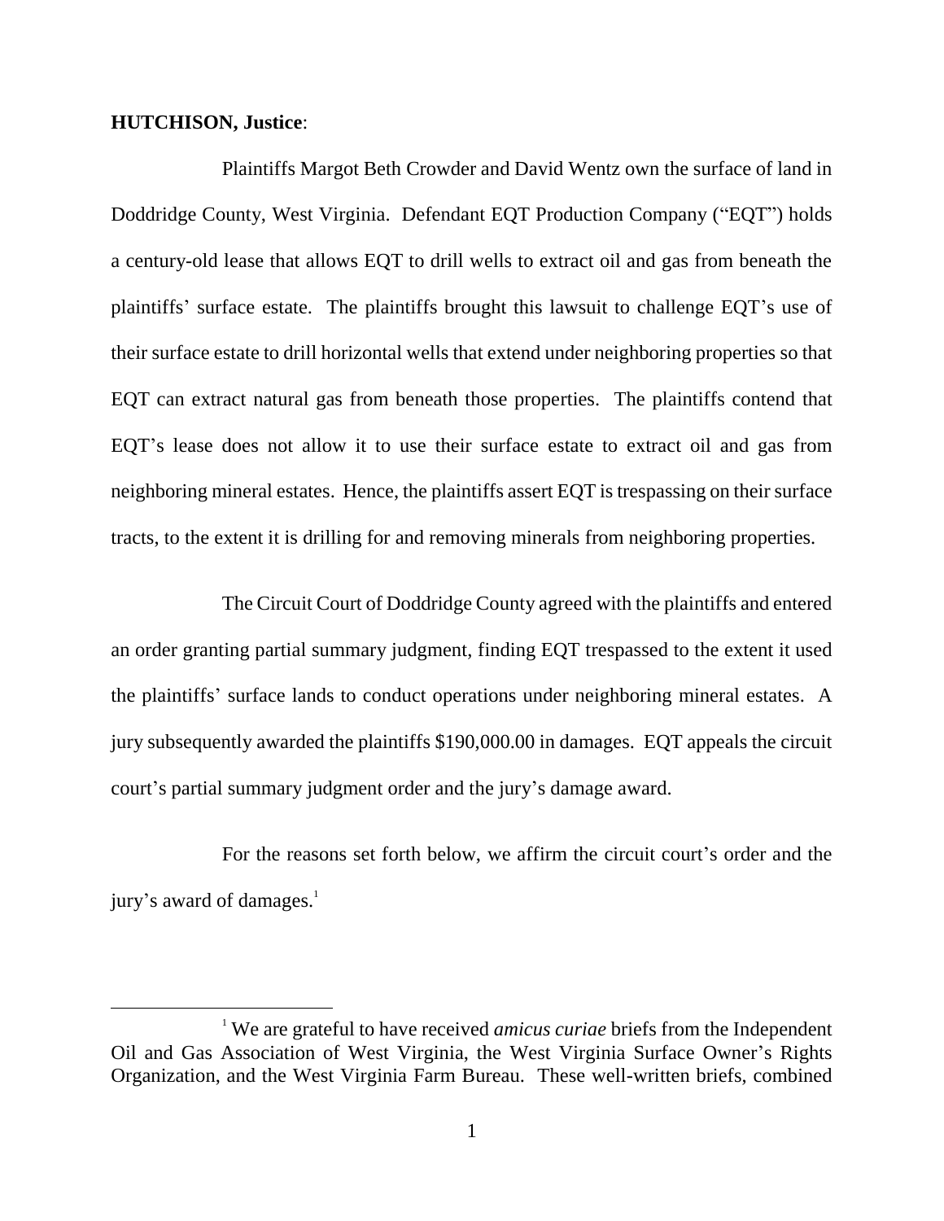**HUTCHISON, Justice**:

Plaintiffs Margot Beth Crowder and David Wentz own the surface of land in Doddridge County, West Virginia. Defendant EQT Production Company ("EQT") holds a century-old lease that allows EQT to drill wells to extract oil and gas from beneath the plaintiffs' surface estate. The plaintiffs brought this lawsuit to challenge EQT's use of their surface estate to drill horizontal wells that extend under neighboring properties so that EQT can extract natural gas from beneath those properties. The plaintiffs contend that EQT's lease does not allow it to use their surface estate to extract oil and gas from neighboring mineral estates. Hence, the plaintiffs assert EQT is trespassing on their surface tracts, to the extent it is drilling for and removing minerals from neighboring properties.

The Circuit Court of Doddridge County agreed with the plaintiffs and entered an order granting partial summary judgment, finding EQT trespassed to the extent it used the plaintiffs' surface lands to conduct operations under neighboring mineral estates. A jury subsequently awarded the plaintiffs $190,000.00 in damages. EQT appeals the circuit court's partial summary judgment order and the jury's damage award.

For the reasons set forth below, we affirm the circuit court's order and the jury's award of damages.[1]

---

[1] We are grateful to have received *amicus curiae* briefs from the Independent Oil and Gas Association of West Virginia, the West Virginia Surface Owner's Rights Organization, and the West Virginia Farm Bureau. These well-written briefs, combined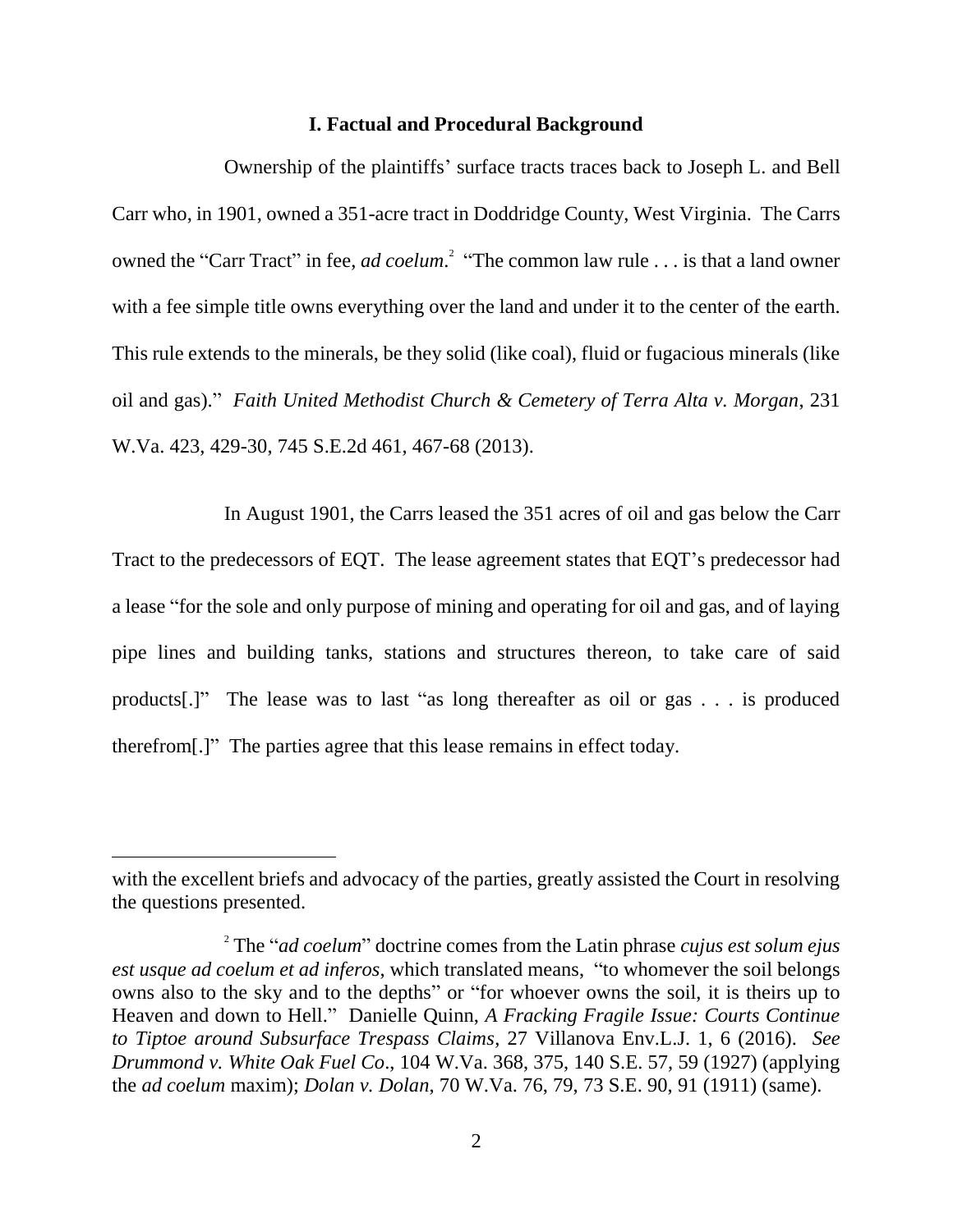## I. Factual and Procedural Background

Ownership of the plaintiffs' surface tracts traces back to Joseph L. and Bell Carr who, in 1901, owned a 351-acre tract in Doddridge County, West Virginia. The Carrs owned the "Carr Tract" in fee, *ad coelum*.[2] "The common law rule . . . is that a land owner with a fee simple title owns everything over the land and under it to the center of the earth. This rule extends to the minerals, be they solid (like coal), fluid or fugacious minerals (like oil and gas)." *Faith United Methodist Church & Cemetery of Terra Alta v. Morgan*, 231 W.Va. 423, 429-30, 745 S.E.2d 461, 467-68 (2013).

In August 1901, the Carrs leased the 351 acres of oil and gas below the Carr Tract to the predecessors of EQT. The lease agreement states that EQT's predecessor had a lease "for the sole and only purpose of mining and operating for oil and gas, and of laying pipe lines and building tanks, stations and structures thereon, to take care of said products[.]" The lease was to last "as long thereafter as oil or gas . . . is produced therefrom[.]" The parties agree that this lease remains in effect today.

---

with the excellent briefs and advocacy of the parties, greatly assisted the Court in resolving the questions presented.

[2] The "*ad coelum*" doctrine comes from the Latin phrase *cujus est solum ejus est usque ad coelum et ad inferos*, which translated means, "to whomever the soil belongs owns also to the sky and to the depths" or "for whoever owns the soil, it is theirs up to Heaven and down to Hell." Danielle Quinn, *A Fracking Fragile Issue: Courts Continue to Tiptoe around Subsurface Trespass Claims*, 27 Villanova Env.L.J. 1, 6 (2016). *See Drummond v. White Oak Fuel Co*., 104 W.Va. 368, 375, 140 S.E. 57, 59 (1927) (applying the *ad coelum* maxim); *Dolan v. Dolan*, 70 W.Va. 76, 79, 73 S.E. 90, 91 (1911) (same).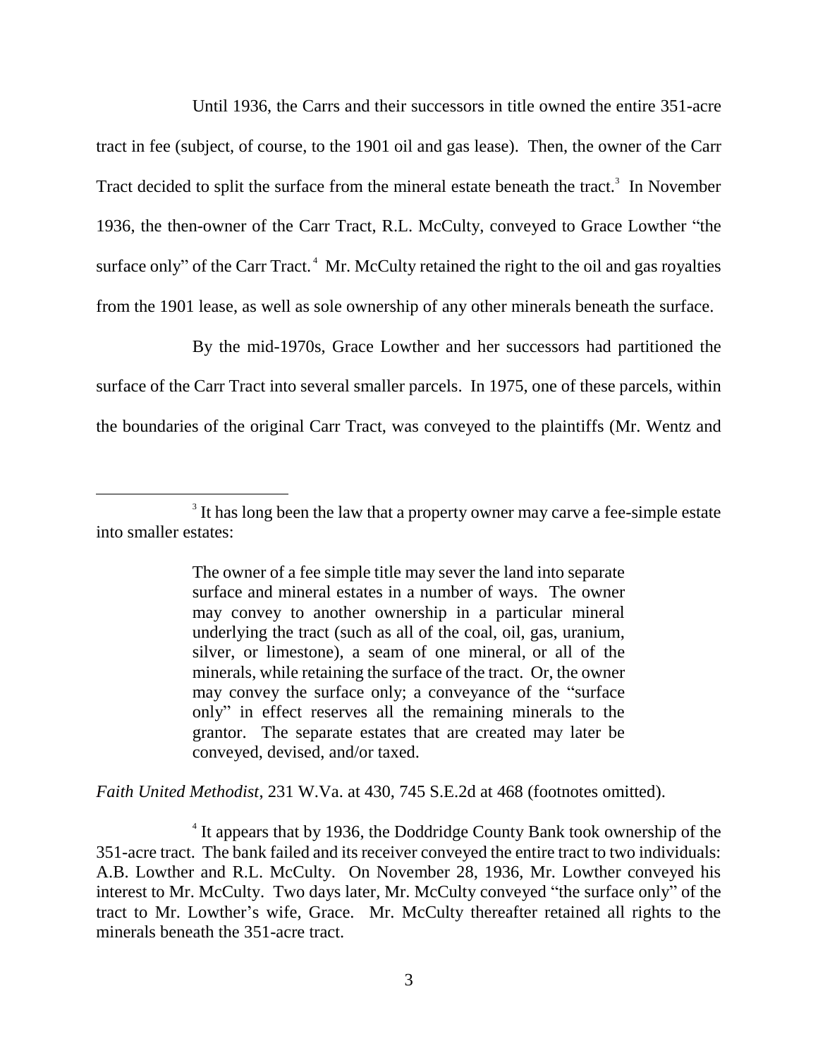Until 1936, the Carrs and their successors in title owned the entire 351-acre tract in fee (subject, of course, to the 1901 oil and gas lease). Then, the owner of the Carr Tract decided to split the surface from the mineral estate beneath the tract.[3] In November 1936, the then-owner of the Carr Tract, R.L. McCulty, conveyed to Grace Lowther "the surface only" of the Carr Tract.[4] Mr. McCulty retained the right to the oil and gas royalties from the 1901 lease, as well as sole ownership of any other minerals beneath the surface.

By the mid-1970s, Grace Lowther and her successors had partitioned the surface of the Carr Tract into several smaller parcels. In 1975, one of these parcels, within the boundaries of the original Carr Tract, was conveyed to the plaintiffs (Mr. Wentz and

---

[3] It has long been the law that a property owner may carve a fee-simple estate into smaller estates:

> The owner of a fee simple title may sever the land into separate surface and mineral estates in a number of ways. The owner may convey to another ownership in a particular mineral underlying the tract (such as all of the coal, oil, gas, uranium, silver, or limestone), a seam of one mineral, or all of the minerals, while retaining the surface of the tract. Or, the owner may convey the surface only; a conveyance of the "surface only" in effect reserves all the remaining minerals to the grantor. The separate estates that are created may later be conveyed, devised, and/or taxed.

*Faith United Methodist*, 231 W.Va. at 430, 745 S.E.2d at 468 (footnotes omitted).

[4] It appears that by 1936, the Doddridge County Bank took ownership of the 351-acre tract. The bank failed and its receiver conveyed the entire tract to two individuals: A.B. Lowther and R.L. McCulty. On November 28, 1936, Mr. Lowther conveyed his interest to Mr. McCulty. Two days later, Mr. McCulty conveyed "the surface only" of the tract to Mr. Lowther's wife, Grace. Mr. McCulty thereafter retained all rights to the minerals beneath the 351-acre tract.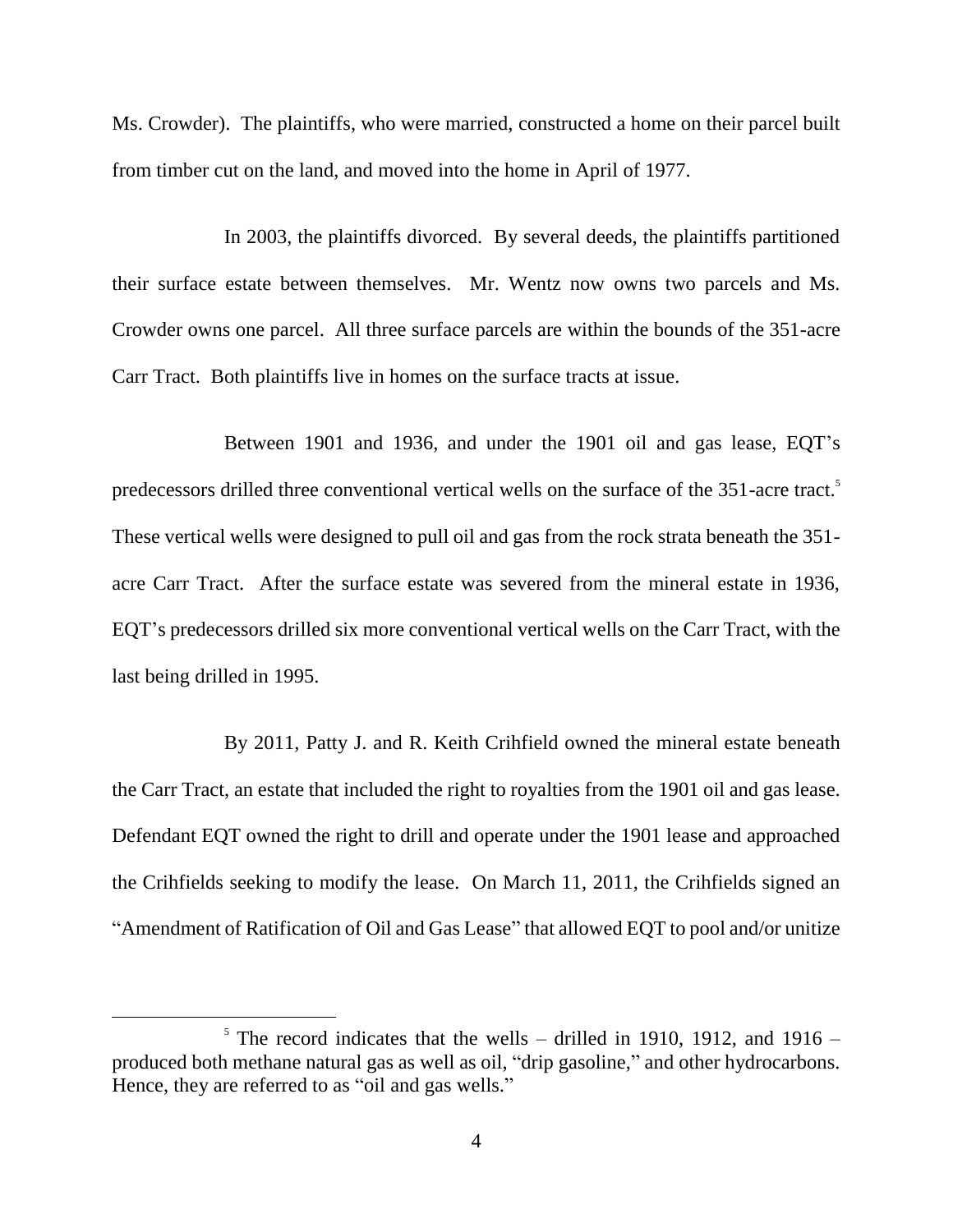Ms. Crowder). The plaintiffs, who were married, constructed a home on their parcel built from timber cut on the land, and moved into the home in April of 1977.

In 2003, the plaintiffs divorced. By several deeds, the plaintiffs partitioned their surface estate between themselves. Mr. Wentz now owns two parcels and Ms. Crowder owns one parcel. All three surface parcels are within the bounds of the 351-acre Carr Tract. Both plaintiffs live in homes on the surface tracts at issue.

Between 1901 and 1936, and under the 1901 oil and gas lease, EQT's predecessors drilled three conventional vertical wells on the surface of the 351-acre tract.[5] These vertical wells were designed to pull oil and gas from the rock strata beneath the 351-acre Carr Tract. After the surface estate was severed from the mineral estate in 1936, EQT's predecessors drilled six more conventional vertical wells on the Carr Tract, with the last being drilled in 1995.

By 2011, Patty J. and R. Keith Crihfield owned the mineral estate beneath the Carr Tract, an estate that included the right to royalties from the 1901 oil and gas lease. Defendant EQT owned the right to drill and operate under the 1901 lease and approached the Crihfields seeking to modify the lease. On March 11, 2011, the Crihfields signed an "Amendment of Ratification of Oil and Gas Lease" that allowed EQT to pool and/or unitize

[5] The record indicates that the wells – drilled in 1910, 1912, and 1916 – produced both methane natural gas as well as oil, "drip gasoline," and other hydrocarbons. Hence, they are referred to as "oil and gas wells."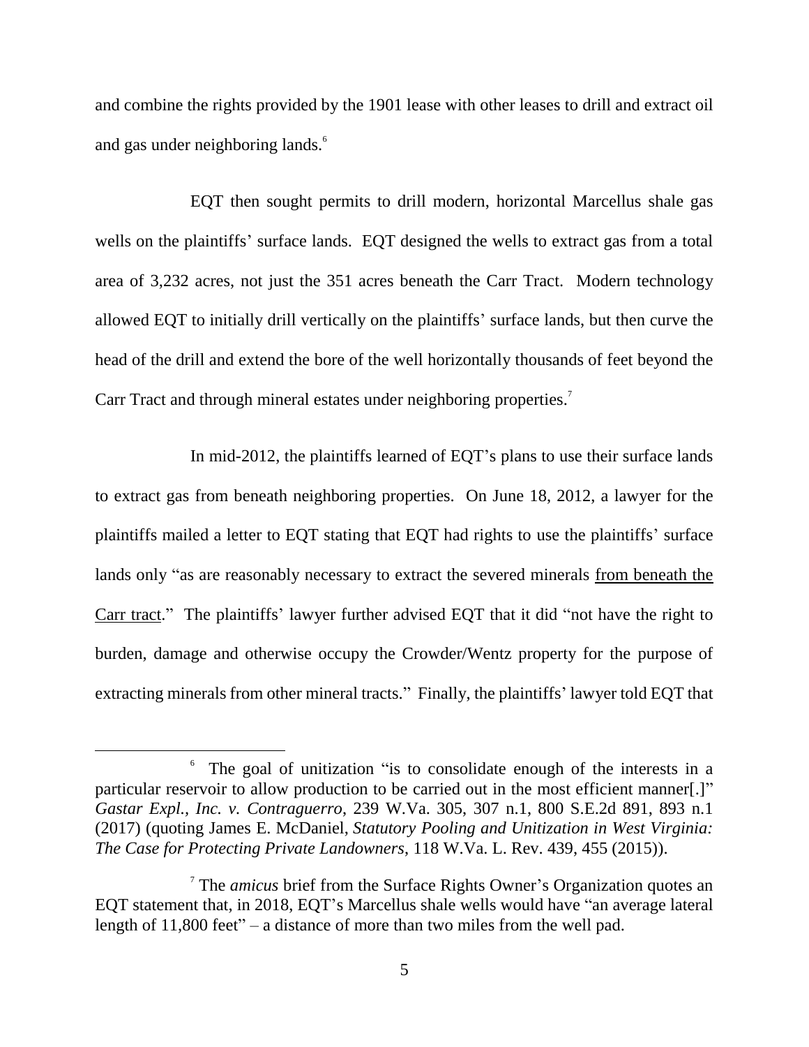and combine the rights provided by the 1901 lease with other leases to drill and extract oil and gas under neighboring lands.[6]

EQT then sought permits to drill modern, horizontal Marcellus shale gas wells on the plaintiffs' surface lands. EQT designed the wells to extract gas from a total area of 3,232 acres, not just the 351 acres beneath the Carr Tract. Modern technology allowed EQT to initially drill vertically on the plaintiffs' surface lands, but then curve the head of the drill and extend the bore of the well horizontally thousands of feet beyond the Carr Tract and through mineral estates under neighboring properties.[7]

In mid-2012, the plaintiffs learned of EQT's plans to use their surface lands to extract gas from beneath neighboring properties. On June 18, 2012, a lawyer for the plaintiffs mailed a letter to EQT stating that EQT had rights to use the plaintiffs' surface lands only "as are reasonably necessary to extract the severed minerals <u>from beneath the Carr tract</u>." The plaintiffs' lawyer further advised EQT that it did "not have the right to burden, damage and otherwise occupy the Crowder/Wentz property for the purpose of extracting minerals from other mineral tracts." Finally, the plaintiffs' lawyer told EQT that

---

[6] The goal of unitization "is to consolidate enough of the interests in a particular reservoir to allow production to be carried out in the most efficient manner[.]" *Gastar Expl., Inc. v. Contraguerro*, 239 W.Va. 305, 307 n.1, 800 S.E.2d 891, 893 n.1 (2017) (quoting James E. McDaniel, *Statutory Pooling and Unitization in West Virginia: The Case for Protecting Private Landowners*, 118 W.Va. L. Rev. 439, 455 (2015)).

[7] The *amicus* brief from the Surface Rights Owner's Organization quotes an EQT statement that, in 2018, EQT's Marcellus shale wells would have "an average lateral length of 11,800 feet" – a distance of more than two miles from the well pad.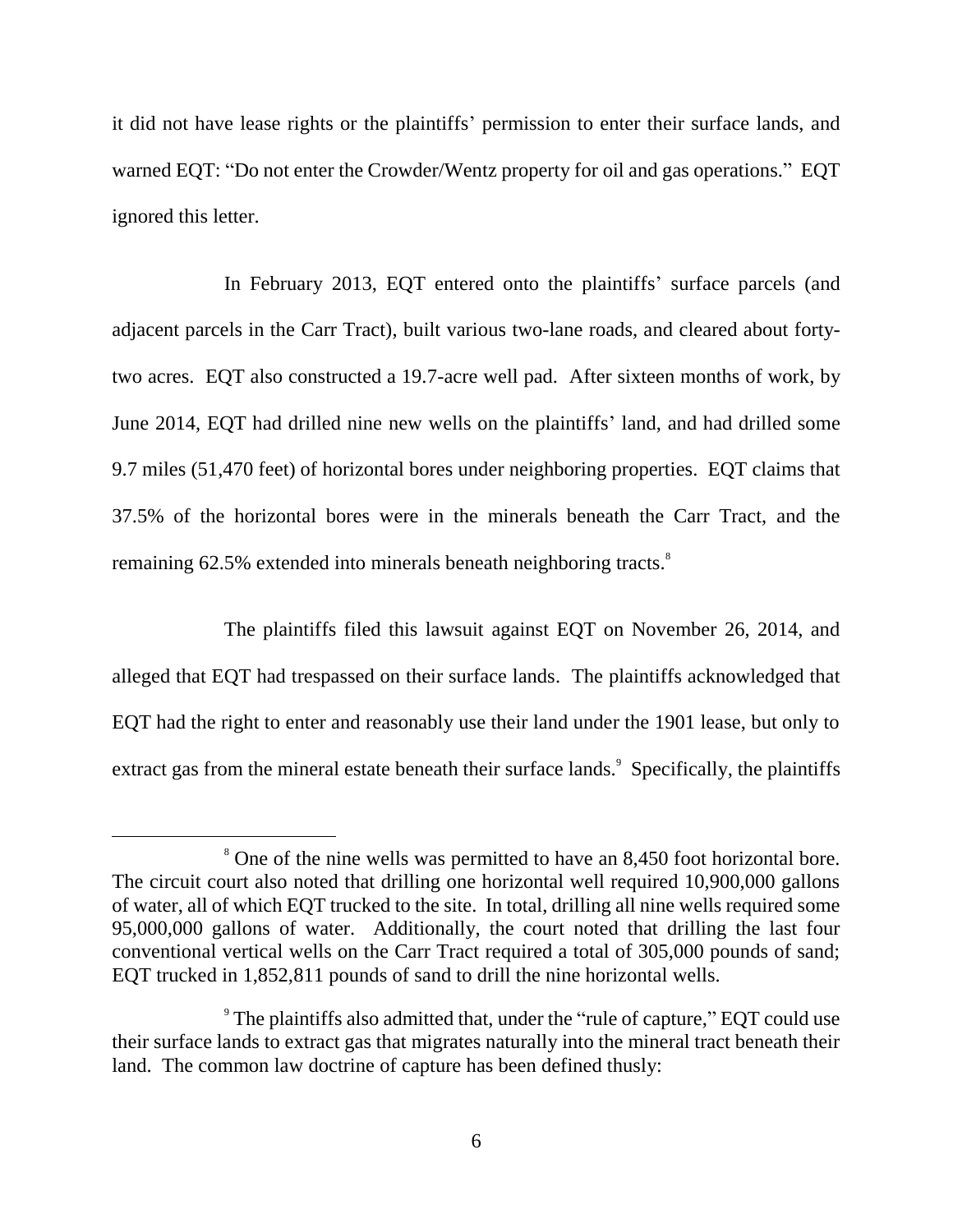it did not have lease rights or the plaintiffs' permission to enter their surface lands, and warned EQT: "Do not enter the Crowder/Wentz property for oil and gas operations." EQT ignored this letter.

In February 2013, EQT entered onto the plaintiffs' surface parcels (and adjacent parcels in the Carr Tract), built various two-lane roads, and cleared about forty-two acres. EQT also constructed a 19.7-acre well pad. After sixteen months of work, by June 2014, EQT had drilled nine new wells on the plaintiffs' land, and had drilled some 9.7 miles (51,470 feet) of horizontal bores under neighboring properties. EQT claims that 37.5% of the horizontal bores were in the minerals beneath the Carr Tract, and the remaining 62.5% extended into minerals beneath neighboring tracts.[8]

The plaintiffs filed this lawsuit against EQT on November 26, 2014, and alleged that EQT had trespassed on their surface lands. The plaintiffs acknowledged that EQT had the right to enter and reasonably use their land under the 1901 lease, but only to extract gas from the mineral estate beneath their surface lands.[9] Specifically, the plaintiffs

---

[8] One of the nine wells was permitted to have an 8,450 foot horizontal bore. The circuit court also noted that drilling one horizontal well required 10,900,000 gallons of water, all of which EQT trucked to the site. In total, drilling all nine wells required some 95,000,000 gallons of water. Additionally, the court noted that drilling the last four conventional vertical wells on the Carr Tract required a total of 305,000 pounds of sand; EQT trucked in 1,852,811 pounds of sand to drill the nine horizontal wells.

[9] The plaintiffs also admitted that, under the "rule of capture," EQT could use their surface lands to extract gas that migrates naturally into the mineral tract beneath their land. The common law doctrine of capture has been defined thusly: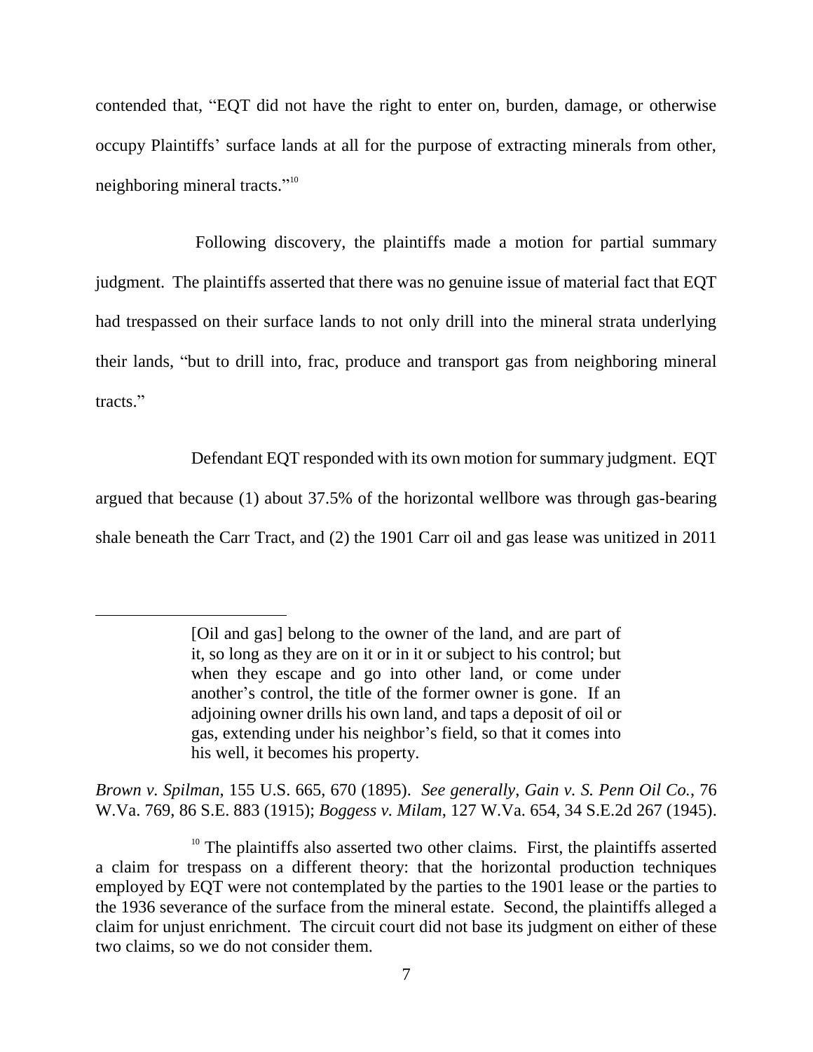contended that, "EQT did not have the right to enter on, burden, damage, or otherwise occupy Plaintiffs' surface lands at all for the purpose of extracting minerals from other, neighboring mineral tracts."[10]

Following discovery, the plaintiffs made a motion for partial summary judgment. The plaintiffs asserted that there was no genuine issue of material fact that EQT had trespassed on their surface lands to not only drill into the mineral strata underlying their lands, "but to drill into, frac, produce and transport gas from neighboring mineral tracts."

Defendant EQT responded with its own motion for summary judgment. EQT argued that because (1) about 37.5% of the horizontal wellbore was through gas-bearing shale beneath the Carr Tract, and (2) the 1901 Carr oil and gas lease was unitized in 2011

---

> [Oil and gas] belong to the owner of the land, and are part of it, so long as they are on it or in it or subject to his control; but when they escape and go into other land, or come under another's control, the title of the former owner is gone. If an adjoining owner drills his own land, and taps a deposit of oil or gas, extending under his neighbor's field, so that it comes into his well, it becomes his property.

*Brown v. Spilman*, 155 U.S. 665, 670 (1895). *See generally*, *Gain v. S. Penn Oil Co.*, 76 W.Va. 769, 86 S.E. 883 (1915); *Boggess v. Milam*, 127 W.Va. 654, 34 S.E.2d 267 (1945).

[10] The plaintiffs also asserted two other claims. First, the plaintiffs asserted a claim for trespass on a different theory: that the horizontal production techniques employed by EQT were not contemplated by the parties to the 1901 lease or the parties to the 1936 severance of the surface from the mineral estate. Second, the plaintiffs alleged a claim for unjust enrichment. The circuit court did not base its judgment on either of these two claims, so we do not consider them.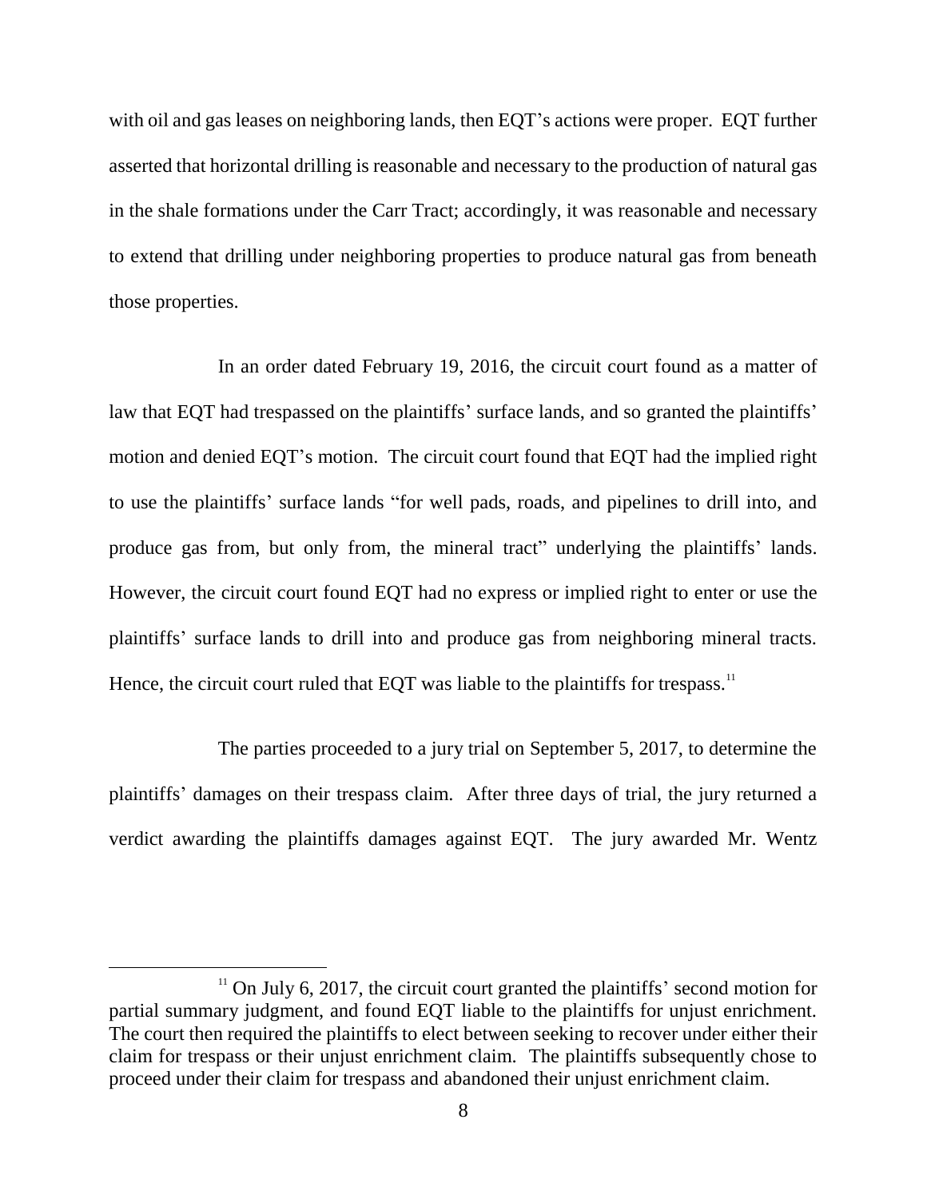with oil and gas leases on neighboring lands, then EQT's actions were proper. EQT further asserted that horizontal drilling is reasonable and necessary to the production of natural gas in the shale formations under the Carr Tract; accordingly, it was reasonable and necessary to extend that drilling under neighboring properties to produce natural gas from beneath those properties.

In an order dated February 19, 2016, the circuit court found as a matter of law that EQT had trespassed on the plaintiffs' surface lands, and so granted the plaintiffs' motion and denied EQT's motion. The circuit court found that EQT had the implied right to use the plaintiffs' surface lands "for well pads, roads, and pipelines to drill into, and produce gas from, but only from, the mineral tract" underlying the plaintiffs' lands. However, the circuit court found EQT had no express or implied right to enter or use the plaintiffs' surface lands to drill into and produce gas from neighboring mineral tracts. Hence, the circuit court ruled that EQT was liable to the plaintiffs for trespass.[11]

The parties proceeded to a jury trial on September 5, 2017, to determine the plaintiffs' damages on their trespass claim. After three days of trial, the jury returned a verdict awarding the plaintiffs damages against EQT. The jury awarded Mr. Wentz

---

[11] On July 6, 2017, the circuit court granted the plaintiffs' second motion for partial summary judgment, and found EQT liable to the plaintiffs for unjust enrichment. The court then required the plaintiffs to elect between seeking to recover under either their claim for trespass or their unjust enrichment claim. The plaintiffs subsequently chose to proceed under their claim for trespass and abandoned their unjust enrichment claim.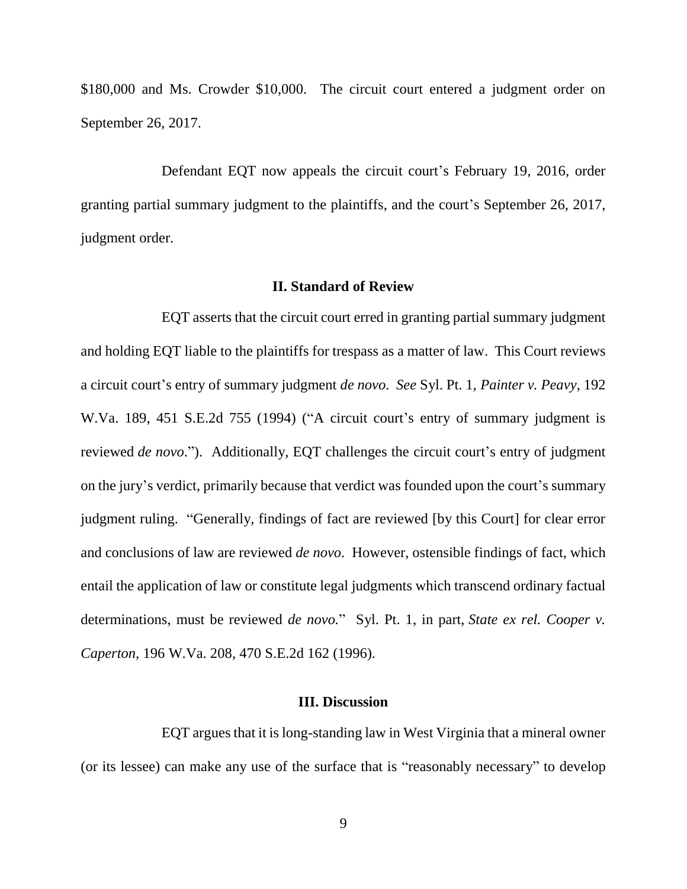$180,000 and Ms. Crowder $10,000. The circuit court entered a judgment order on September 26, 2017.

Defendant EQT now appeals the circuit court's February 19, 2016, order granting partial summary judgment to the plaintiffs, and the court's September 26, 2017, judgment order.

## II. Standard of Review

EQT asserts that the circuit court erred in granting partial summary judgment and holding EQT liable to the plaintiffs for trespass as a matter of law. This Court reviews a circuit court's entry of summary judgment *de novo*. *See* Syl. Pt. 1, *Painter v. Peavy*, 192 W.Va. 189, 451 S.E.2d 755 (1994) ("A circuit court's entry of summary judgment is reviewed *de novo*."). Additionally, EQT challenges the circuit court's entry of judgment on the jury's verdict, primarily because that verdict was founded upon the court's summary judgment ruling. "Generally, findings of fact are reviewed [by this Court] for clear error and conclusions of law are reviewed *de novo*. However, ostensible findings of fact, which entail the application of law or constitute legal judgments which transcend ordinary factual determinations, must be reviewed *de novo.*" Syl. Pt. 1, in part, *State ex rel. Cooper v. Caperton*, 196 W.Va. 208, 470 S.E.2d 162 (1996).

## III. Discussion

EQT argues that it is long-standing law in West Virginia that a mineral owner (or its lessee) can make any use of the surface that is "reasonably necessary" to develop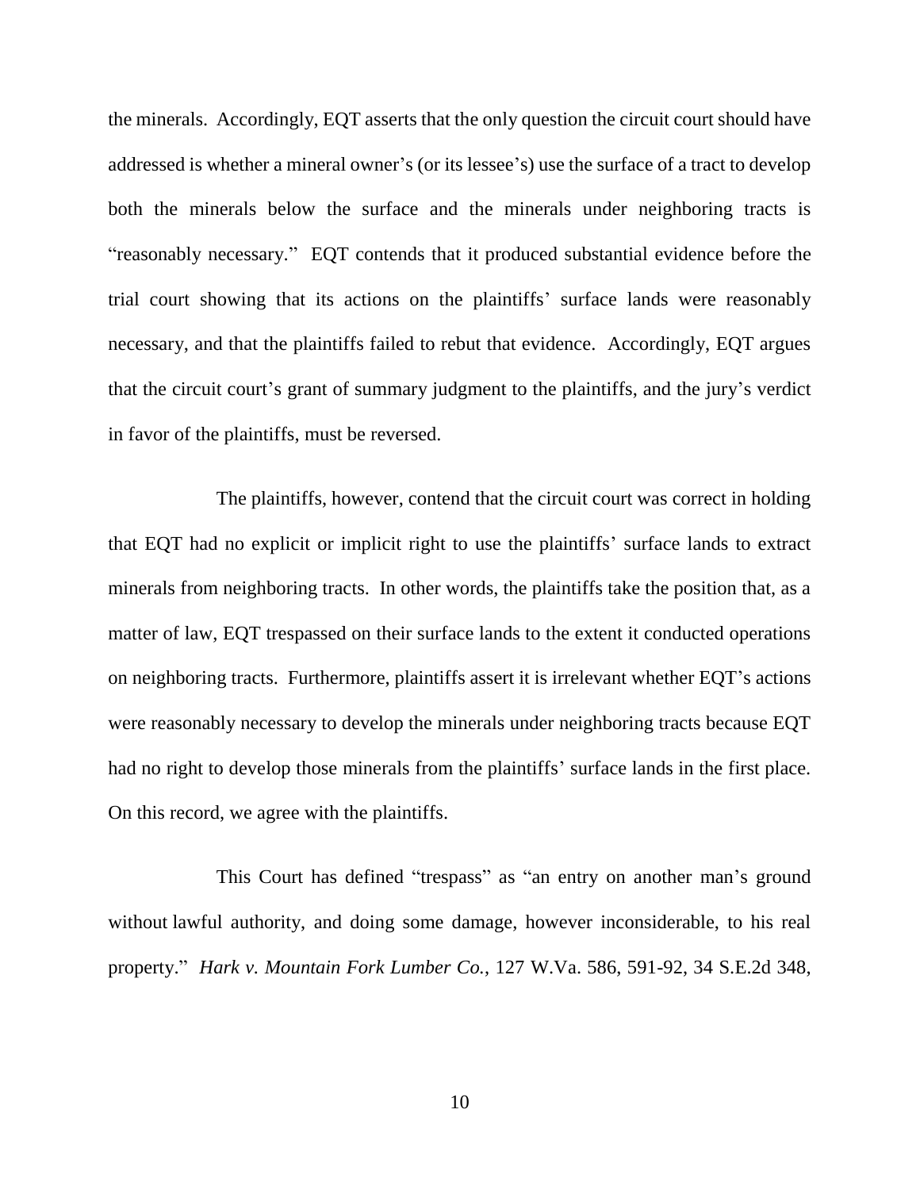the minerals. Accordingly, EQT asserts that the only question the circuit court should have addressed is whether a mineral owner's (or its lessee's) use the surface of a tract to develop both the minerals below the surface and the minerals under neighboring tracts is "reasonably necessary." EQT contends that it produced substantial evidence before the trial court showing that its actions on the plaintiffs' surface lands were reasonably necessary, and that the plaintiffs failed to rebut that evidence. Accordingly, EQT argues that the circuit court's grant of summary judgment to the plaintiffs, and the jury's verdict in favor of the plaintiffs, must be reversed.

The plaintiffs, however, contend that the circuit court was correct in holding that EQT had no explicit or implicit right to use the plaintiffs' surface lands to extract minerals from neighboring tracts. In other words, the plaintiffs take the position that, as a matter of law, EQT trespassed on their surface lands to the extent it conducted operations on neighboring tracts. Furthermore, plaintiffs assert it is irrelevant whether EQT's actions were reasonably necessary to develop the minerals under neighboring tracts because EQT had no right to develop those minerals from the plaintiffs' surface lands in the first place. On this record, we agree with the plaintiffs.

This Court has defined "trespass" as "an entry on another man's ground without lawful authority, and doing some damage, however inconsiderable, to his real property." *Hark v. Mountain Fork Lumber Co.*, 127 W.Va. 586, 591-92, 34 S.E.2d 348,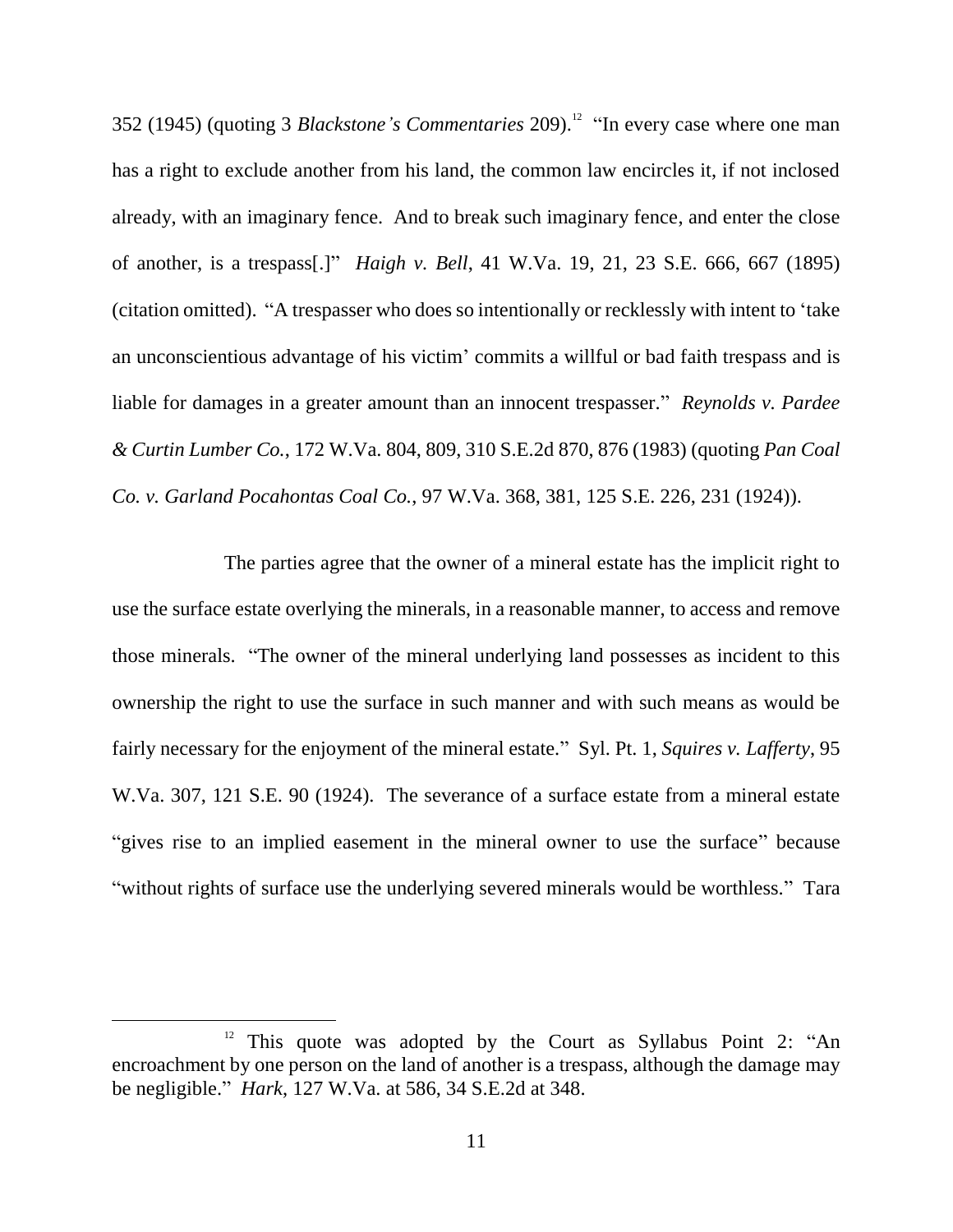352 (1945) (quoting 3 *Blackstone's Commentaries* 209).[12] "In every case where one man has a right to exclude another from his land, the common law encircles it, if not inclosed already, with an imaginary fence. And to break such imaginary fence, and enter the close of another, is a trespass[.]" *Haigh v. Bell*, 41 W.Va. 19, 21, 23 S.E. 666, 667 (1895) (citation omitted). "A trespasser who does so intentionally or recklessly with intent to 'take an unconscientious advantage of his victim' commits a willful or bad faith trespass and is liable for damages in a greater amount than an innocent trespasser." *Reynolds v. Pardee & Curtin Lumber Co.*, 172 W.Va. 804, 809, 310 S.E.2d 870, 876 (1983) (quoting *Pan Coal Co. v. Garland Pocahontas Coal Co.*, 97 W.Va. 368, 381, 125 S.E. 226, 231 (1924)).

The parties agree that the owner of a mineral estate has the implicit right to use the surface estate overlying the minerals, in a reasonable manner, to access and remove those minerals. "The owner of the mineral underlying land possesses as incident to this ownership the right to use the surface in such manner and with such means as would be fairly necessary for the enjoyment of the mineral estate." Syl. Pt. 1, *Squires v. Lafferty*, 95 W.Va. 307, 121 S.E. 90 (1924). The severance of a surface estate from a mineral estate "gives rise to an implied easement in the mineral owner to use the surface" because "without rights of surface use the underlying severed minerals would be worthless." Tara

---

[12] This quote was adopted by the Court as Syllabus Point 2: "An encroachment by one person on the land of another is a trespass, although the damage may be negligible." *Hark*, 127 W.Va. at 586, 34 S.E.2d at 348.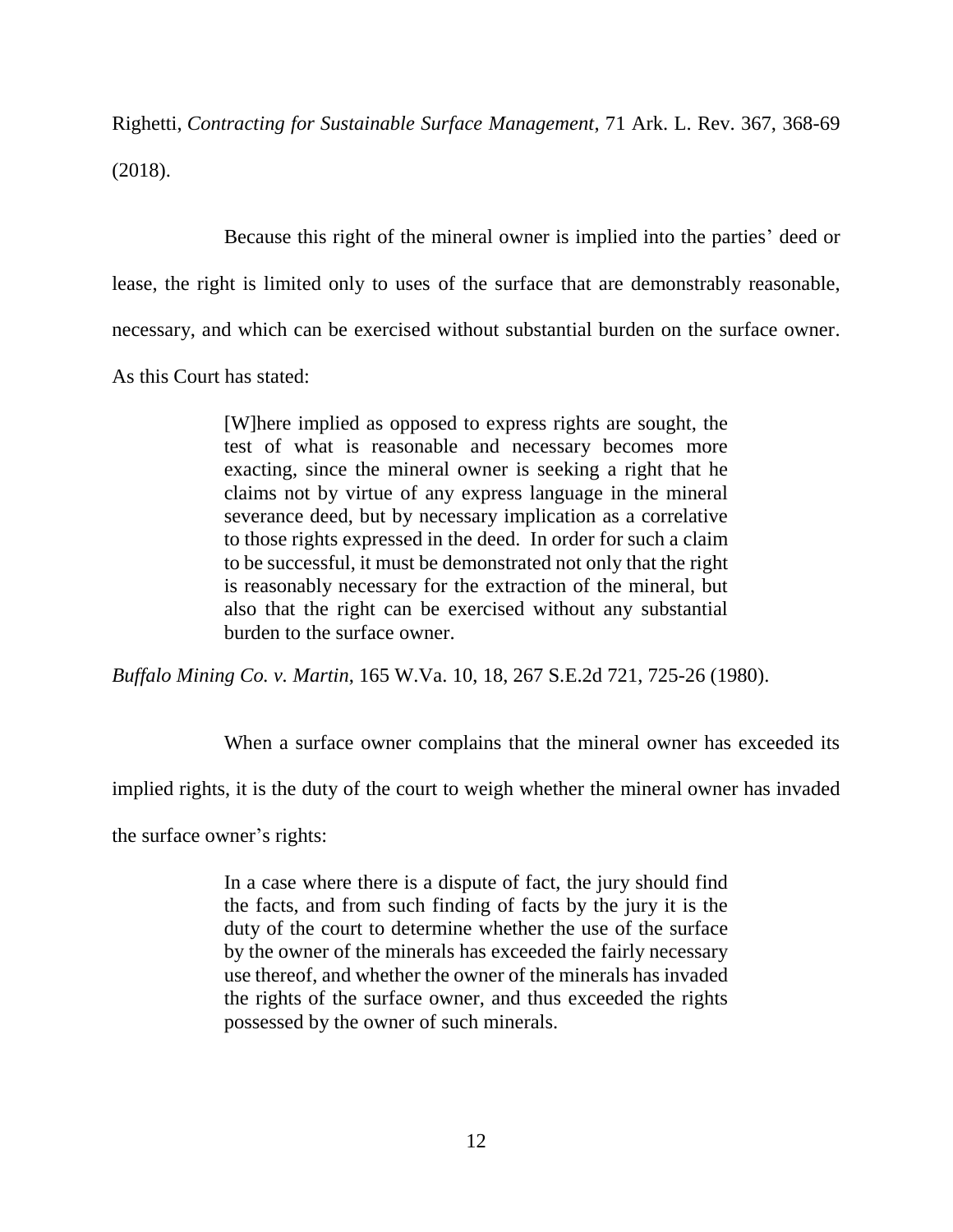Righetti, *Contracting for Sustainable Surface Management*, 71 Ark. L. Rev. 367, 368-69 (2018).

Because this right of the mineral owner is implied into the parties' deed or lease, the right is limited only to uses of the surface that are demonstrably reasonable, necessary, and which can be exercised without substantial burden on the surface owner. As this Court has stated:

> [W]here implied as opposed to express rights are sought, the test of what is reasonable and necessary becomes more exacting, since the mineral owner is seeking a right that he claims not by virtue of any express language in the mineral severance deed, but by necessary implication as a correlative to those rights expressed in the deed. In order for such a claim to be successful, it must be demonstrated not only that the right is reasonably necessary for the extraction of the mineral, but also that the right can be exercised without any substantial burden to the surface owner.

*Buffalo Mining Co. v. Martin*, 165 W.Va. 10, 18, 267 S.E.2d 721, 725-26 (1980).

When a surface owner complains that the mineral owner has exceeded its implied rights, it is the duty of the court to weigh whether the mineral owner has invaded the surface owner's rights:

> In a case where there is a dispute of fact, the jury should find the facts, and from such finding of facts by the jury it is the duty of the court to determine whether the use of the surface by the owner of the minerals has exceeded the fairly necessary use thereof, and whether the owner of the minerals has invaded the rights of the surface owner, and thus exceeded the rights possessed by the owner of such minerals.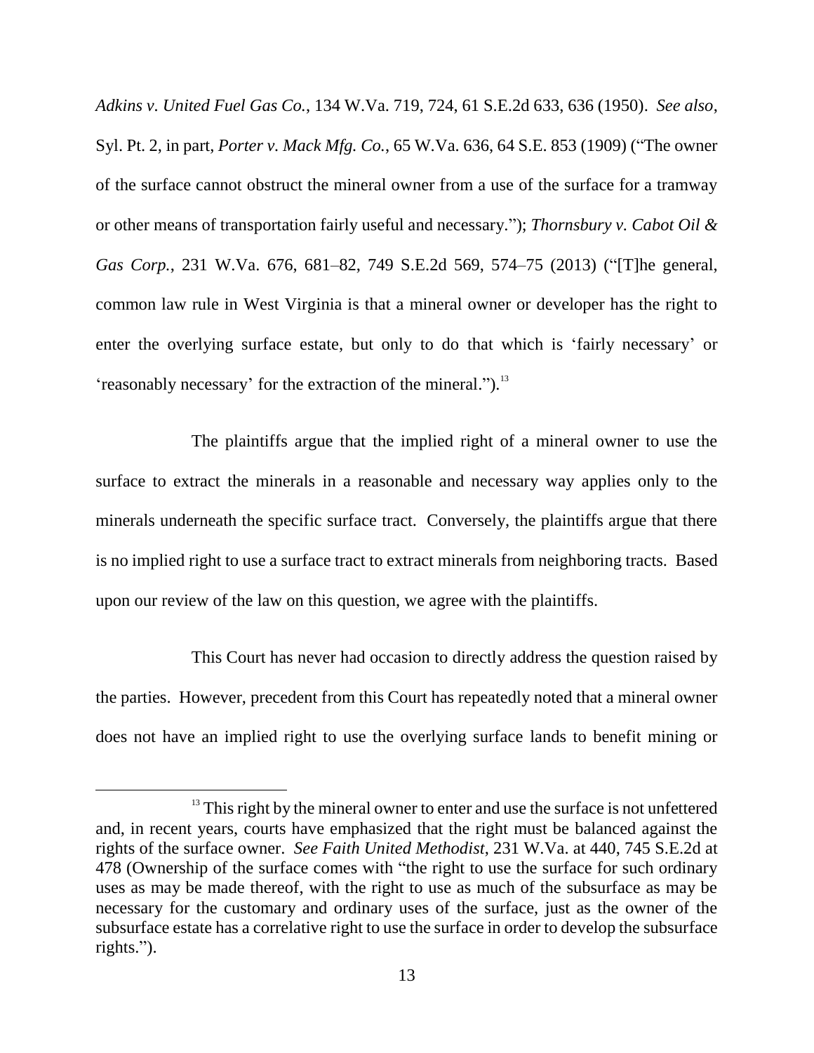*Adkins v. United Fuel Gas Co.*, 134 W.Va. 719, 724, 61 S.E.2d 633, 636 (1950). *See also*, Syl. Pt. 2, in part, *Porter v. Mack Mfg. Co.*, 65 W.Va. 636, 64 S.E. 853 (1909) ("The owner of the surface cannot obstruct the mineral owner from a use of the surface for a tramway or other means of transportation fairly useful and necessary."); *Thornsbury v. Cabot Oil & Gas Corp.*, 231 W.Va. 676, 681–82, 749 S.E.2d 569, 574–75 (2013) ("[T]he general, common law rule in West Virginia is that a mineral owner or developer has the right to enter the overlying surface estate, but only to do that which is 'fairly necessary' or 'reasonably necessary' for the extraction of the mineral.").[13]

The plaintiffs argue that the implied right of a mineral owner to use the surface to extract the minerals in a reasonable and necessary way applies only to the minerals underneath the specific surface tract. Conversely, the plaintiffs argue that there is no implied right to use a surface tract to extract minerals from neighboring tracts. Based upon our review of the law on this question, we agree with the plaintiffs.

This Court has never had occasion to directly address the question raised by the parties. However, precedent from this Court has repeatedly noted that a mineral owner does not have an implied right to use the overlying surface lands to benefit mining or

---

[13] This right by the mineral owner to enter and use the surface is not unfettered and, in recent years, courts have emphasized that the right must be balanced against the rights of the surface owner. *See Faith United Methodist*, 231 W.Va. at 440, 745 S.E.2d at 478 (Ownership of the surface comes with "the right to use the surface for such ordinary uses as may be made thereof, with the right to use as much of the subsurface as may be necessary for the customary and ordinary uses of the surface, just as the owner of the subsurface estate has a correlative right to use the surface in order to develop the subsurface rights.").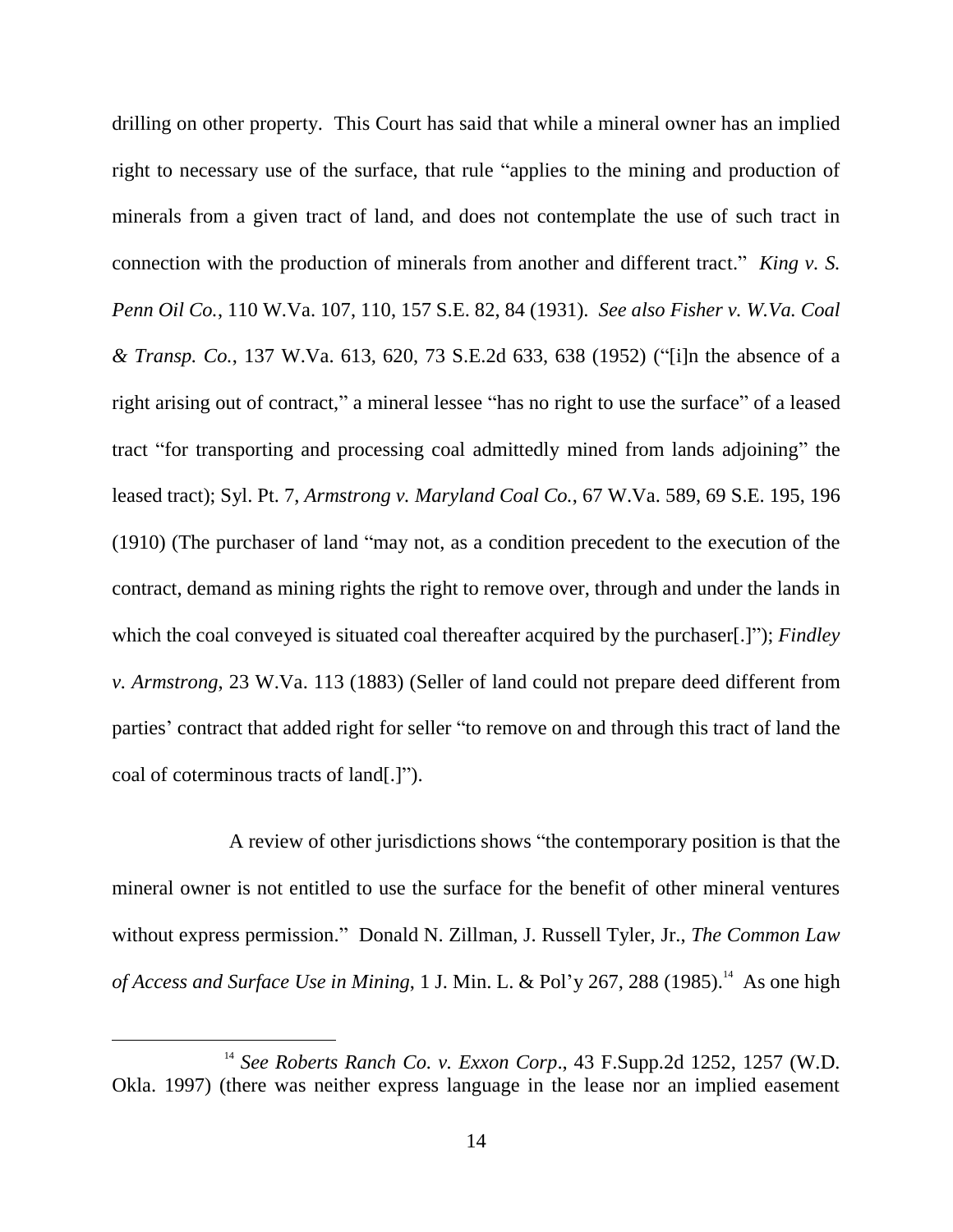drilling on other property. This Court has said that while a mineral owner has an implied right to necessary use of the surface, that rule "applies to the mining and production of minerals from a given tract of land, and does not contemplate the use of such tract in connection with the production of minerals from another and different tract." *King v. S. Penn Oil Co.*, 110 W.Va. 107, 110, 157 S.E. 82, 84 (1931). *See also Fisher v. W.Va. Coal & Transp. Co.*, 137 W.Va. 613, 620, 73 S.E.2d 633, 638 (1952) ("[i]n the absence of a right arising out of contract," a mineral lessee "has no right to use the surface" of a leased tract "for transporting and processing coal admittedly mined from lands adjoining" the leased tract); Syl. Pt. 7, *Armstrong v. Maryland Coal Co.*, 67 W.Va. 589, 69 S.E. 195, 196 (1910) (The purchaser of land "may not, as a condition precedent to the execution of the contract, demand as mining rights the right to remove over, through and under the lands in which the coal conveyed is situated coal thereafter acquired by the purchaser[.]"); *Findley v. Armstrong*, 23 W.Va. 113 (1883) (Seller of land could not prepare deed different from parties' contract that added right for seller "to remove on and through this tract of land the coal of coterminous tracts of land[.]").

A review of other jurisdictions shows "the contemporary position is that the mineral owner is not entitled to use the surface for the benefit of other mineral ventures without express permission." Donald N. Zillman, J. Russell Tyler, Jr., *The Common Law of Access and Surface Use in Mining*, 1 J. Min. L. & Pol'y 267, 288 (1985).[14] As one high

---

[14] *See Roberts Ranch Co. v. Exxon Corp*., 43 F.Supp.2d 1252, 1257 (W.D. Okla. 1997) (there was neither express language in the lease nor an implied easement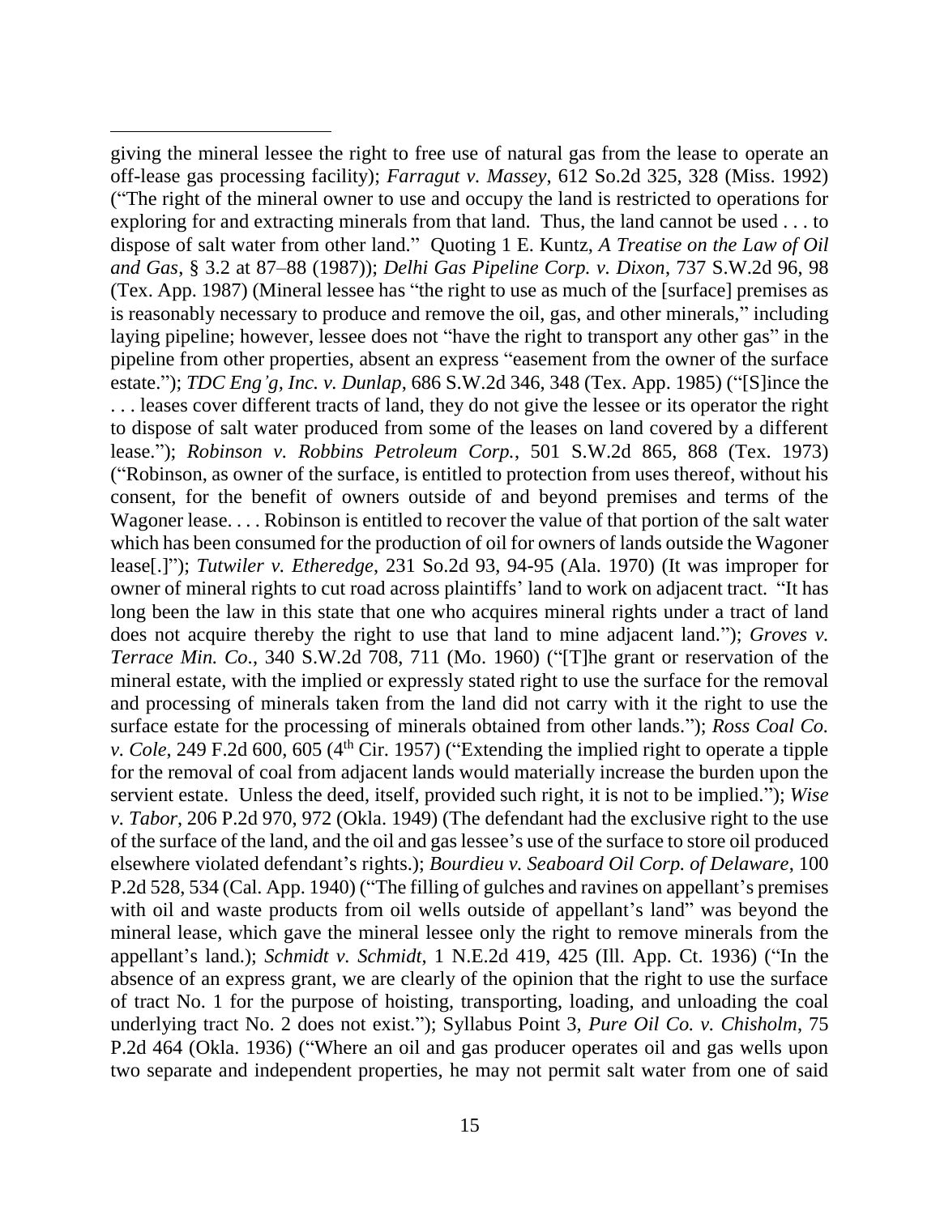giving the mineral lessee the right to free use of natural gas from the lease to operate an off-lease gas processing facility); *Farragut v. Massey*, 612 So.2d 325, 328 (Miss. 1992) ("The right of the mineral owner to use and occupy the land is restricted to operations for exploring for and extracting minerals from that land. Thus, the land cannot be used . . . to dispose of salt water from other land." Quoting 1 E. Kuntz, *A Treatise on the Law of Oil and Gas*, § 3.2 at 87–88 (1987)); *Delhi Gas Pipeline Corp. v. Dixon*, 737 S.W.2d 96, 98 (Tex. App. 1987) (Mineral lessee has "the right to use as much of the [surface] premises as is reasonably necessary to produce and remove the oil, gas, and other minerals," including laying pipeline; however, lessee does not "have the right to transport any other gas" in the pipeline from other properties, absent an express "easement from the owner of the surface estate."); *TDC Eng'g, Inc. v. Dunlap*, 686 S.W.2d 346, 348 (Tex. App. 1985) ("[S]ince the . . . leases cover different tracts of land, they do not give the lessee or its operator the right to dispose of salt water produced from some of the leases on land covered by a different lease."); *Robinson v. Robbins Petroleum Corp.*, 501 S.W.2d 865, 868 (Tex. 1973) ("Robinson, as owner of the surface, is entitled to protection from uses thereof, without his consent, for the benefit of owners outside of and beyond premises and terms of the Wagoner lease. . . . Robinson is entitled to recover the value of that portion of the salt water which has been consumed for the production of oil for owners of lands outside the Wagoner lease[.]"); *Tutwiler v. Etheredge*, 231 So.2d 93, 94-95 (Ala. 1970) (It was improper for owner of mineral rights to cut road across plaintiffs' land to work on adjacent tract. "It has long been the law in this state that one who acquires mineral rights under a tract of land does not acquire thereby the right to use that land to mine adjacent land."); *Groves v. Terrace Min. Co.*, 340 S.W.2d 708, 711 (Mo. 1960) ("[T]he grant or reservation of the mineral estate, with the implied or expressly stated right to use the surface for the removal and processing of minerals taken from the land did not carry with it the right to use the surface estate for the processing of minerals obtained from other lands."); *Ross Coal Co. v. Cole*, 249 F.2d 600, 605 (4th Cir. 1957) ("Extending the implied right to operate a tipple for the removal of coal from adjacent lands would materially increase the burden upon the servient estate. Unless the deed, itself, provided such right, it is not to be implied."); *Wise v. Tabor*, 206 P.2d 970, 972 (Okla. 1949) (The defendant had the exclusive right to the use of the surface of the land, and the oil and gas lessee's use of the surface to store oil produced elsewhere violated defendant's rights.); *Bourdieu v. Seaboard Oil Corp. of Delaware*, 100 P.2d 528, 534 (Cal. App. 1940) ("The filling of gulches and ravines on appellant's premises with oil and waste products from oil wells outside of appellant's land" was beyond the mineral lease, which gave the mineral lessee only the right to remove minerals from the appellant's land.); *Schmidt v. Schmidt*, 1 N.E.2d 419, 425 (Ill. App. Ct. 1936) ("In the absence of an express grant, we are clearly of the opinion that the right to use the surface of tract No. 1 for the purpose of hoisting, transporting, loading, and unloading the coal underlying tract No. 2 does not exist."); Syllabus Point 3, *Pure Oil Co. v. Chisholm*, 75 P.2d 464 (Okla. 1936) ("Where an oil and gas producer operates oil and gas wells upon two separate and independent properties, he may not permit salt water from one of said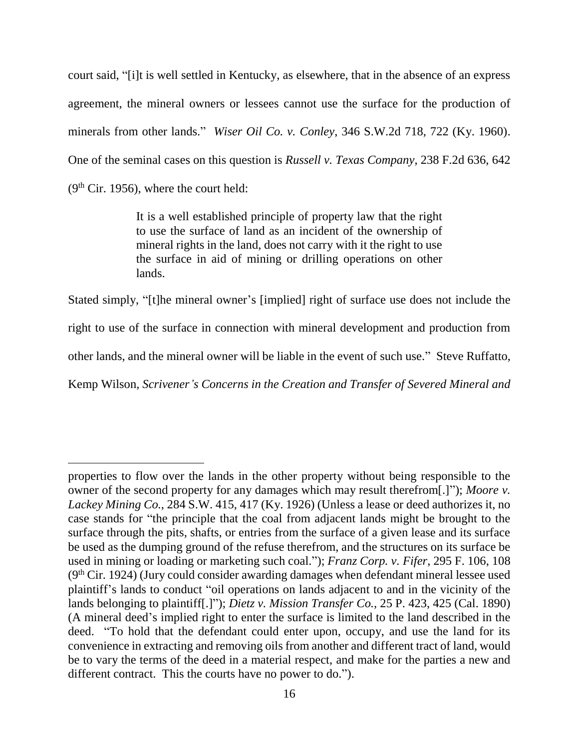court said, "[i]t is well settled in Kentucky, as elsewhere, that in the absence of an express agreement, the mineral owners or lessees cannot use the surface for the production of minerals from other lands." *Wiser Oil Co. v. Conley*, 346 S.W.2d 718, 722 (Ky. 1960). One of the seminal cases on this question is *Russell v. Texas Company*, 238 F.2d 636, 642 (9th Cir. 1956), where the court held:

> It is a well established principle of property law that the right to use the surface of land as an incident of the ownership of mineral rights in the land, does not carry with it the right to use the surface in aid of mining or drilling operations on other lands.

Stated simply, "[t]he mineral owner's [implied] right of surface use does not include the right to use of the surface in connection with mineral development and production from other lands, and the mineral owner will be liable in the event of such use." Steve Ruffatto, Kemp Wilson, *Scrivener's Concerns in the Creation and Transfer of Severed Mineral and*

---

properties to flow over the lands in the other property without being responsible to the owner of the second property for any damages which may result therefrom[.]"); *Moore v. Lackey Mining Co.*, 284 S.W. 415, 417 (Ky. 1926) (Unless a lease or deed authorizes it, no case stands for "the principle that the coal from adjacent lands might be brought to the surface through the pits, shafts, or entries from the surface of a given lease and its surface be used as the dumping ground of the refuse therefrom, and the structures on its surface be used in mining or loading or marketing such coal."); *Franz Corp. v. Fifer*, 295 F. 106, 108 (9th Cir. 1924) (Jury could consider awarding damages when defendant mineral lessee used plaintiff's lands to conduct "oil operations on lands adjacent to and in the vicinity of the lands belonging to plaintiff[.]"); *Dietz v. Mission Transfer Co.*, 25 P. 423, 425 (Cal. 1890) (A mineral deed's implied right to enter the surface is limited to the land described in the deed. "To hold that the defendant could enter upon, occupy, and use the land for its convenience in extracting and removing oils from another and different tract of land, would be to vary the terms of the deed in a material respect, and make for the parties a new and different contract. This the courts have no power to do.").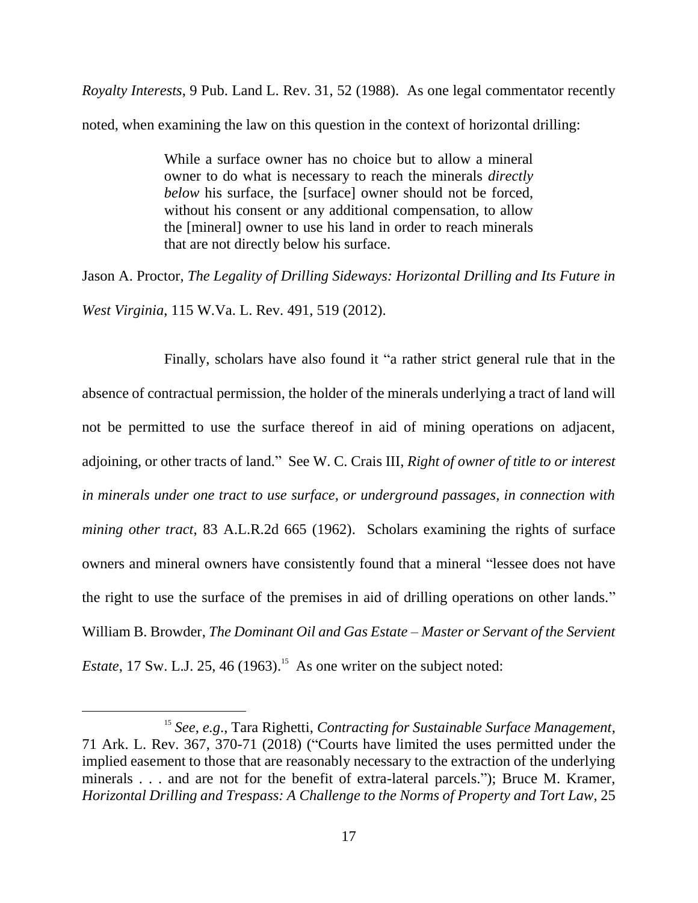*Royalty Interests*, 9 Pub. Land L. Rev. 31, 52 (1988). As one legal commentator recently noted, when examining the law on this question in the context of horizontal drilling:

> While a surface owner has no choice but to allow a mineral owner to do what is necessary to reach the minerals *directly below* his surface, the [surface] owner should not be forced, without his consent or any additional compensation, to allow the [mineral] owner to use his land in order to reach minerals that are not directly below his surface.

Jason A. Proctor, *The Legality of Drilling Sideways: Horizontal Drilling and Its Future in West Virginia*, 115 W.Va. L. Rev. 491, 519 (2012).

Finally, scholars have also found it "a rather strict general rule that in the absence of contractual permission, the holder of the minerals underlying a tract of land will not be permitted to use the surface thereof in aid of mining operations on adjacent, adjoining, or other tracts of land." See W. C. Crais III, *Right of owner of title to or interest in minerals under one tract to use surface, or underground passages, in connection with mining other tract*, 83 A.L.R.2d 665 (1962). Scholars examining the rights of surface owners and mineral owners have consistently found that a mineral "lessee does not have the right to use the surface of the premises in aid of drilling operations on other lands." William B. Browder, *The Dominant Oil and Gas Estate – Master or Servant of the Servient Estate*, 17 Sw. L.J. 25, 46 (1963).[15] As one writer on the subject noted:

---

[15] *See, e.g.*, Tara Righetti, *Contracting for Sustainable Surface Management*, 71 Ark. L. Rev. 367, 370-71 (2018) ("Courts have limited the uses permitted under the implied easement to those that are reasonably necessary to the extraction of the underlying minerals . . . and are not for the benefit of extra-lateral parcels."); Bruce M. Kramer, *Horizontal Drilling and Trespass: A Challenge to the Norms of Property and Tort Law*, 25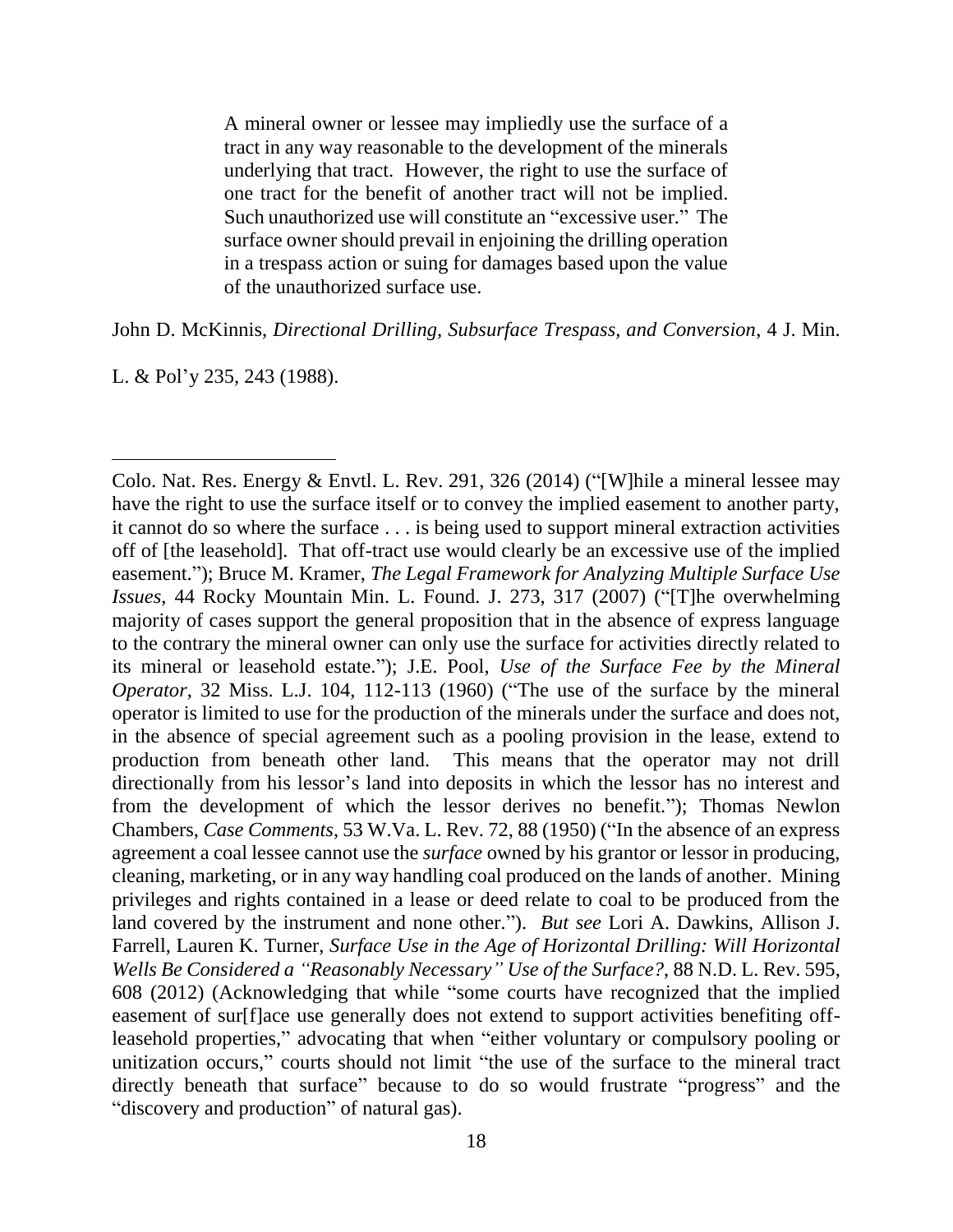> A mineral owner or lessee may impliedly use the surface of a tract in any way reasonable to the development of the minerals underlying that tract. However, the right to use the surface of one tract for the benefit of another tract will not be implied. Such unauthorized use will constitute an "excessive user." The surface owner should prevail in enjoining the drilling operation in a trespass action or suing for damages based upon the value of the unauthorized surface use.

John D. McKinnis, *Directional Drilling, Subsurface Trespass, and Conversion*, 4 J. Min. L. & Pol'y 235, 243 (1988).

---

Colo. Nat. Res. Energy & Envtl. L. Rev. 291, 326 (2014) ("[W]hile a mineral lessee may have the right to use the surface itself or to convey the implied easement to another party, it cannot do so where the surface . . . is being used to support mineral extraction activities off of [the leasehold]. That off-tract use would clearly be an excessive use of the implied easement."); Bruce M. Kramer, *The Legal Framework for Analyzing Multiple Surface Use Issues*, 44 Rocky Mountain Min. L. Found. J. 273, 317 (2007) ("[T]he overwhelming majority of cases support the general proposition that in the absence of express language to the contrary the mineral owner can only use the surface for activities directly related to its mineral or leasehold estate."); J.E. Pool, *Use of the Surface Fee by the Mineral Operator*, 32 Miss. L.J. 104, 112-113 (1960) ("The use of the surface by the mineral operator is limited to use for the production of the minerals under the surface and does not, in the absence of special agreement such as a pooling provision in the lease, extend to production from beneath other land. This means that the operator may not drill directionally from his lessor's land into deposits in which the lessor has no interest and from the development of which the lessor derives no benefit."); Thomas Newlon Chambers, *Case Comments*, 53 W.Va. L. Rev. 72, 88 (1950) ("In the absence of an express agreement a coal lessee cannot use the *surface* owned by his grantor or lessor in producing, cleaning, marketing, or in any way handling coal produced on the lands of another. Mining privileges and rights contained in a lease or deed relate to coal to be produced from the land covered by the instrument and none other."). *But see* Lori A. Dawkins, Allison J. Farrell, Lauren K. Turner, *Surface Use in the Age of Horizontal Drilling: Will Horizontal Wells Be Considered a "Reasonably Necessary" Use of the Surface?*, 88 N.D. L. Rev. 595, 608 (2012) (Acknowledging that while "some courts have recognized that the implied easement of sur[f]ace use generally does not extend to support activities benefiting off-leasehold properties," advocating that when "either voluntary or compulsory pooling or unitization occurs," courts should not limit "the use of the surface to the mineral tract directly beneath that surface" because to do so would frustrate "progress" and the "discovery and production" of natural gas).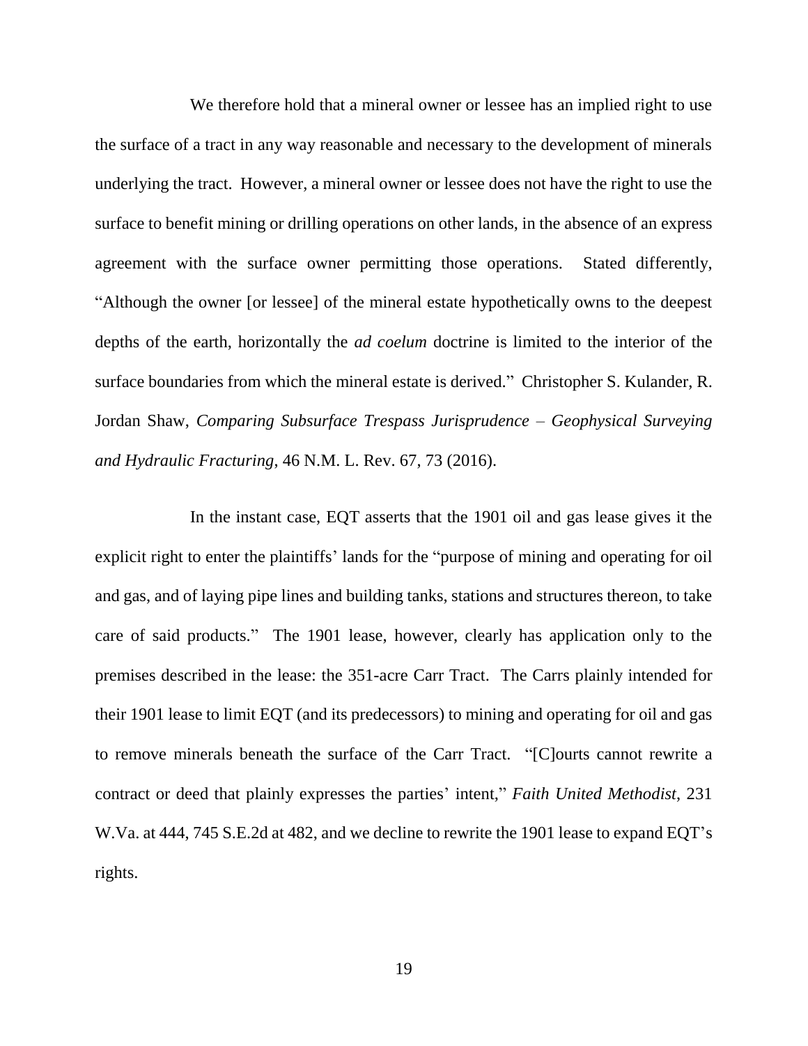We therefore hold that a mineral owner or lessee has an implied right to use the surface of a tract in any way reasonable and necessary to the development of minerals underlying the tract. However, a mineral owner or lessee does not have the right to use the surface to benefit mining or drilling operations on other lands, in the absence of an express agreement with the surface owner permitting those operations. Stated differently, "Although the owner [or lessee] of the mineral estate hypothetically owns to the deepest depths of the earth, horizontally the *ad coelum* doctrine is limited to the interior of the surface boundaries from which the mineral estate is derived." Christopher S. Kulander, R. Jordan Shaw, *Comparing Subsurface Trespass Jurisprudence – Geophysical Surveying and Hydraulic Fracturing*, 46 N.M. L. Rev. 67, 73 (2016).

In the instant case, EQT asserts that the 1901 oil and gas lease gives it the explicit right to enter the plaintiffs' lands for the "purpose of mining and operating for oil and gas, and of laying pipe lines and building tanks, stations and structures thereon, to take care of said products." The 1901 lease, however, clearly has application only to the premises described in the lease: the 351-acre Carr Tract. The Carrs plainly intended for their 1901 lease to limit EQT (and its predecessors) to mining and operating for oil and gas to remove minerals beneath the surface of the Carr Tract. "[C]ourts cannot rewrite a contract or deed that plainly expresses the parties' intent," *Faith United Methodist*, 231 W.Va. at 444, 745 S.E.2d at 482, and we decline to rewrite the 1901 lease to expand EQT's rights.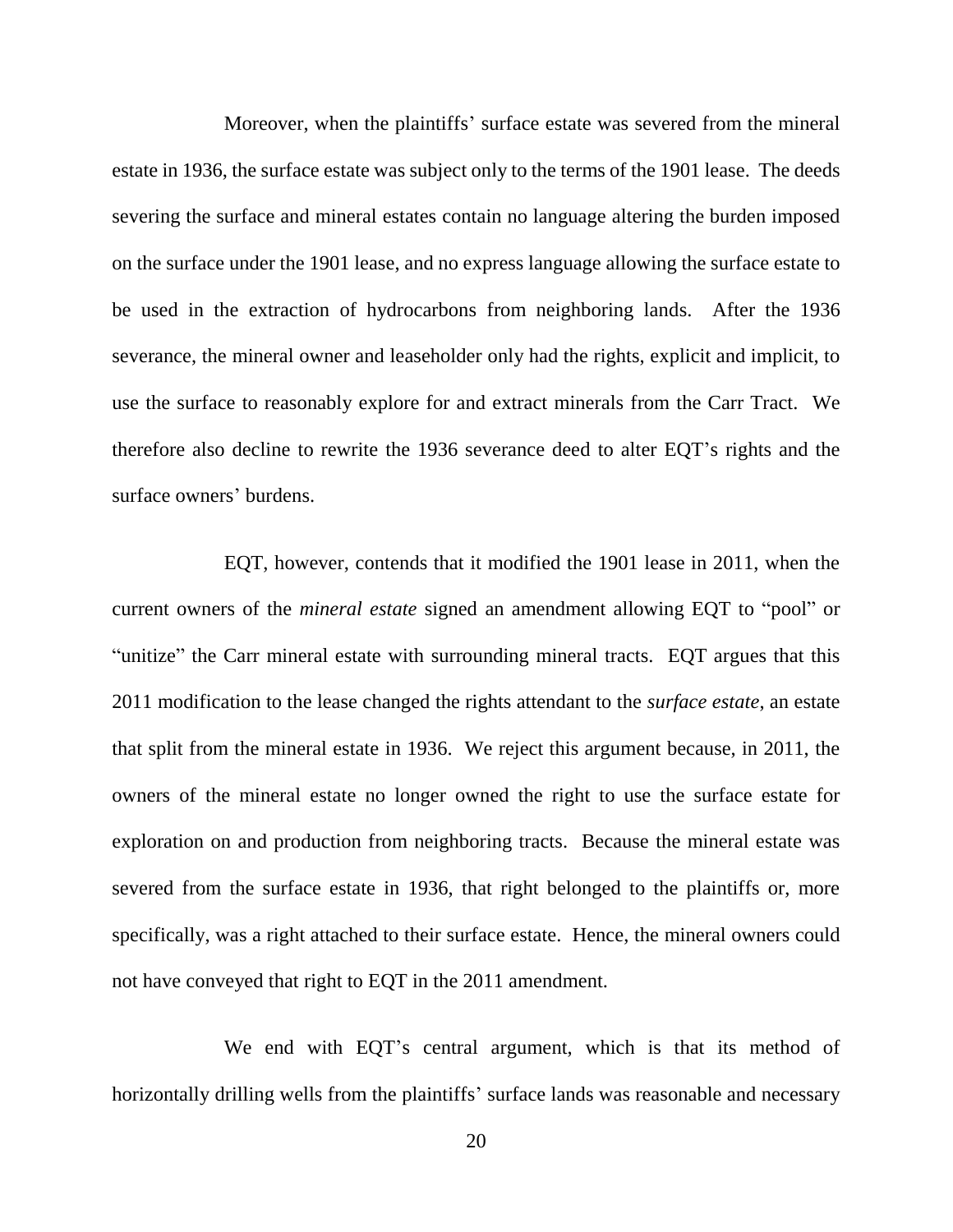Moreover, when the plaintiffs' surface estate was severed from the mineral estate in 1936, the surface estate was subject only to the terms of the 1901 lease. The deeds severing the surface and mineral estates contain no language altering the burden imposed on the surface under the 1901 lease, and no express language allowing the surface estate to be used in the extraction of hydrocarbons from neighboring lands. After the 1936 severance, the mineral owner and leaseholder only had the rights, explicit and implicit, to use the surface to reasonably explore for and extract minerals from the Carr Tract. We therefore also decline to rewrite the 1936 severance deed to alter EQT's rights and the surface owners' burdens.

EQT, however, contends that it modified the 1901 lease in 2011, when the current owners of the *mineral estate* signed an amendment allowing EQT to "pool" or "unitize" the Carr mineral estate with surrounding mineral tracts. EQT argues that this 2011 modification to the lease changed the rights attendant to the *surface estate*, an estate that split from the mineral estate in 1936. We reject this argument because, in 2011, the owners of the mineral estate no longer owned the right to use the surface estate for exploration on and production from neighboring tracts. Because the mineral estate was severed from the surface estate in 1936, that right belonged to the plaintiffs or, more specifically, was a right attached to their surface estate. Hence, the mineral owners could not have conveyed that right to EQT in the 2011 amendment.

We end with EQT's central argument, which is that its method of horizontally drilling wells from the plaintiffs' surface lands was reasonable and necessary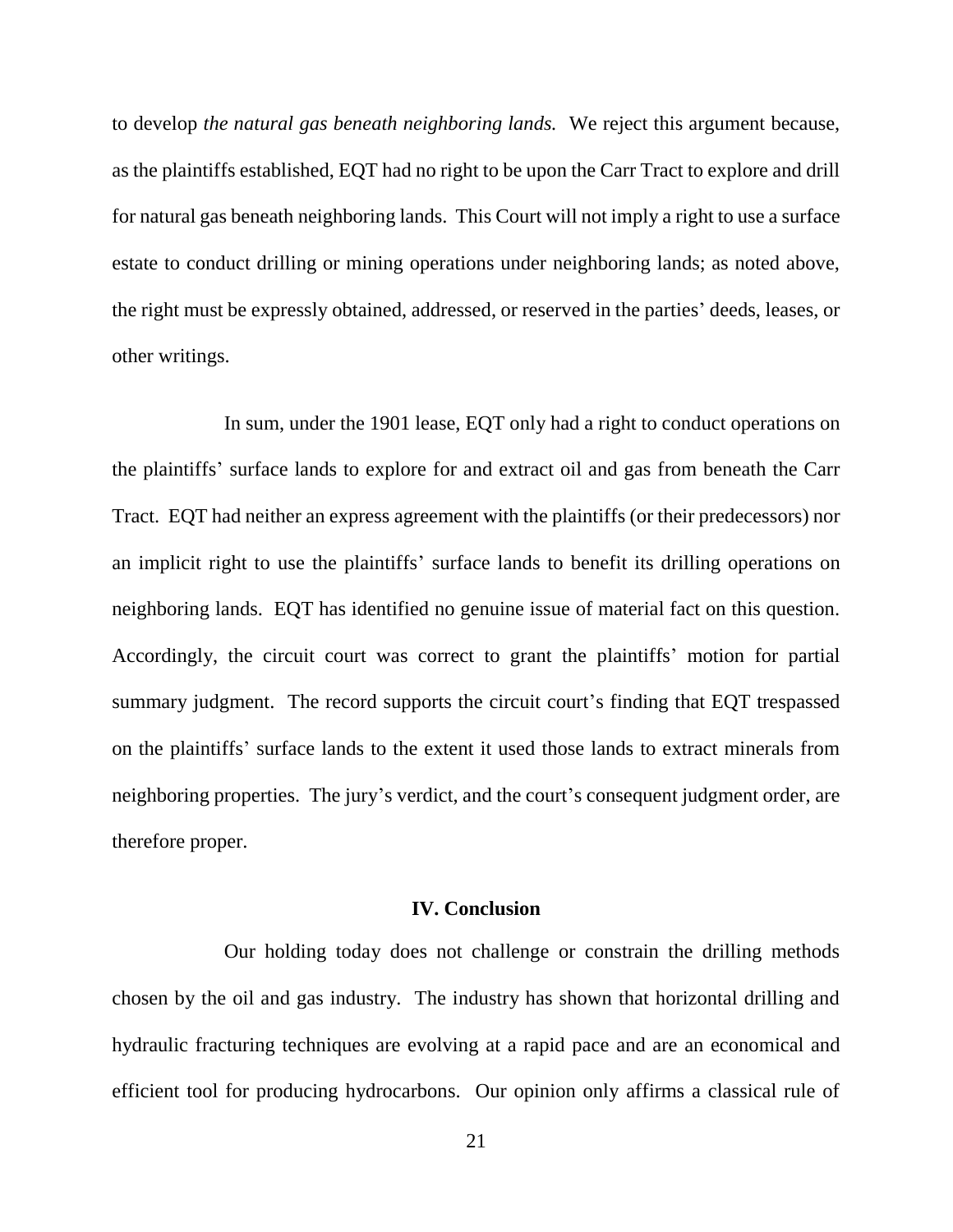to develop *the natural gas beneath neighboring lands.* We reject this argument because, as the plaintiffs established, EQT had no right to be upon the Carr Tract to explore and drill for natural gas beneath neighboring lands. This Court will not imply a right to use a surface estate to conduct drilling or mining operations under neighboring lands; as noted above, the right must be expressly obtained, addressed, or reserved in the parties' deeds, leases, or other writings.

In sum, under the 1901 lease, EQT only had a right to conduct operations on the plaintiffs' surface lands to explore for and extract oil and gas from beneath the Carr Tract. EQT had neither an express agreement with the plaintiffs (or their predecessors) nor an implicit right to use the plaintiffs' surface lands to benefit its drilling operations on neighboring lands. EQT has identified no genuine issue of material fact on this question. Accordingly, the circuit court was correct to grant the plaintiffs' motion for partial summary judgment. The record supports the circuit court's finding that EQT trespassed on the plaintiffs' surface lands to the extent it used those lands to extract minerals from neighboring properties. The jury's verdict, and the court's consequent judgment order, are therefore proper.

## IV. Conclusion

Our holding today does not challenge or constrain the drilling methods chosen by the oil and gas industry. The industry has shown that horizontal drilling and hydraulic fracturing techniques are evolving at a rapid pace and are an economical and efficient tool for producing hydrocarbons. Our opinion only affirms a classical rule of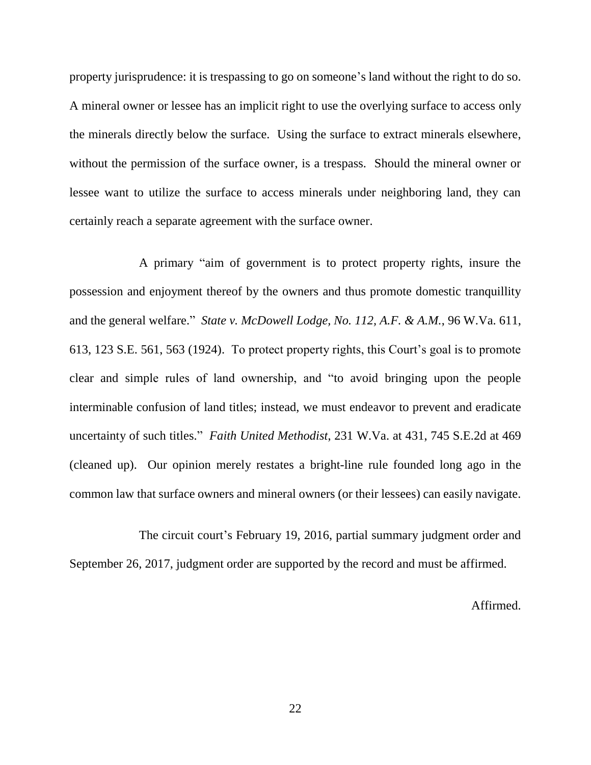property jurisprudence: it is trespassing to go on someone's land without the right to do so. A mineral owner or lessee has an implicit right to use the overlying surface to access only the minerals directly below the surface. Using the surface to extract minerals elsewhere, without the permission of the surface owner, is a trespass. Should the mineral owner or lessee want to utilize the surface to access minerals under neighboring land, they can certainly reach a separate agreement with the surface owner.

A primary "aim of government is to protect property rights, insure the possession and enjoyment thereof by the owners and thus promote domestic tranquillity and the general welfare." *State v. McDowell Lodge, No. 112, A.F. & A.M.*, 96 W.Va. 611, 613, 123 S.E. 561, 563 (1924). To protect property rights, this Court's goal is to promote clear and simple rules of land ownership, and "to avoid bringing upon the people interminable confusion of land titles; instead, we must endeavor to prevent and eradicate uncertainty of such titles." *Faith United Methodist*, 231 W.Va. at 431, 745 S.E.2d at 469 (cleaned up). Our opinion merely restates a bright-line rule founded long ago in the common law that surface owners and mineral owners (or their lessees) can easily navigate.

The circuit court's February 19, 2016, partial summary judgment order and September 26, 2017, judgment order are supported by the record and must be affirmed.

Affirmed.